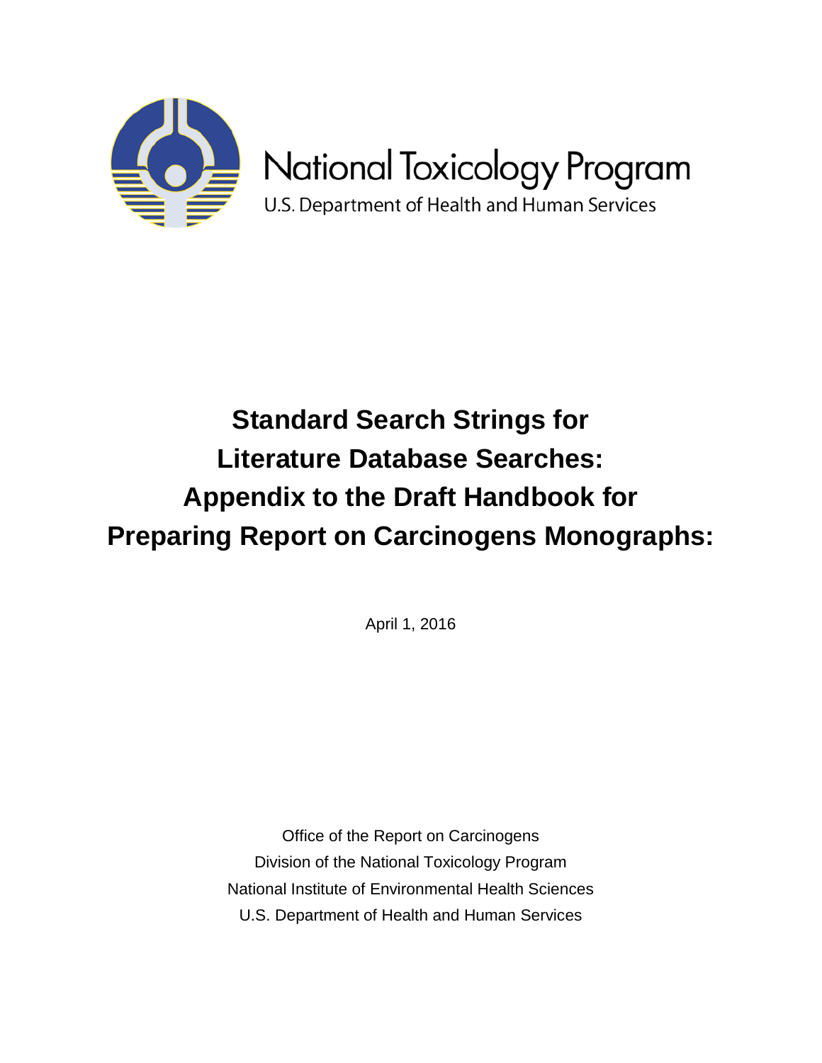National Toxicology Program

U.S. Department of Health and Human Services

# Standard Search Strings for Literature Database Searches: Appendix to the Draft Handbook for Preparing Report on Carcinogens Monographs:

April 1, 2016

Office of the Report on Carcinogens

Division of the National Toxicology Program

National Institute of Environmental Health Sciences

U.S. Department of Health and Human Services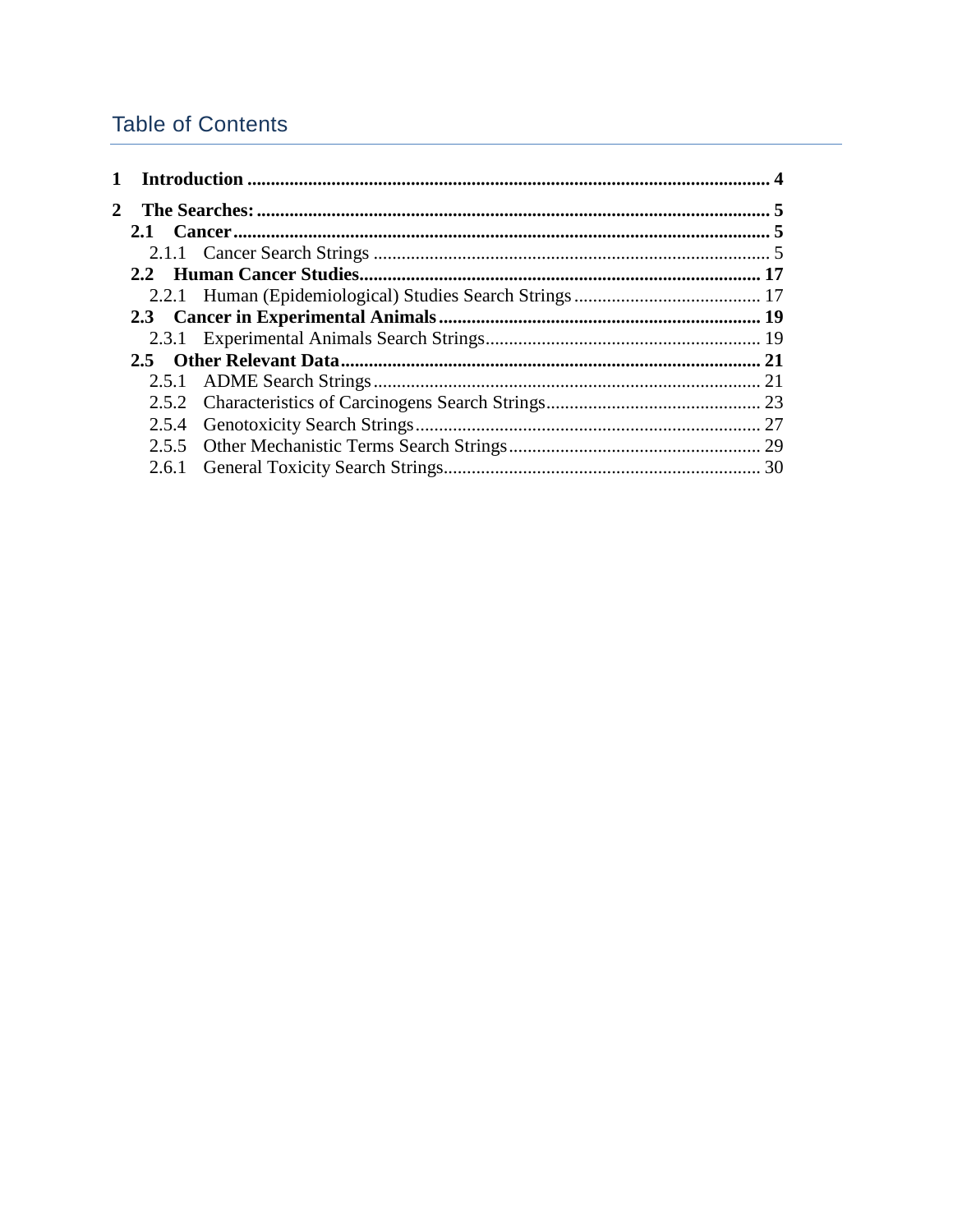## Table of Contents

**1 Introduction ............ 4**

**2 The Searches: ............ 5**

- **2.1 Cancer ............ 5**
  - 2.1.1 Cancer Search Strings ............ 5
- **2.2 Human Cancer Studies ............ 17**
  - 2.2.1 Human (Epidemiological) Studies Search Strings ............ 17
- **2.3 Cancer in Experimental Animals ............ 19**
  - 2.3.1 Experimental Animals Search Strings ............ 19
- **2.5 Other Relevant Data ............ 21**
  - 2.5.1 ADME Search Strings ............ 21
  - 2.5.2 Characteristics of Carcinogens Search Strings ............ 23
  - 2.5.4 Genotoxicity Search Strings ............ 27
  - 2.5.5 Other Mechanistic Terms Search Strings ............ 29
  - 2.6.1 General Toxicity Search Strings ............ 30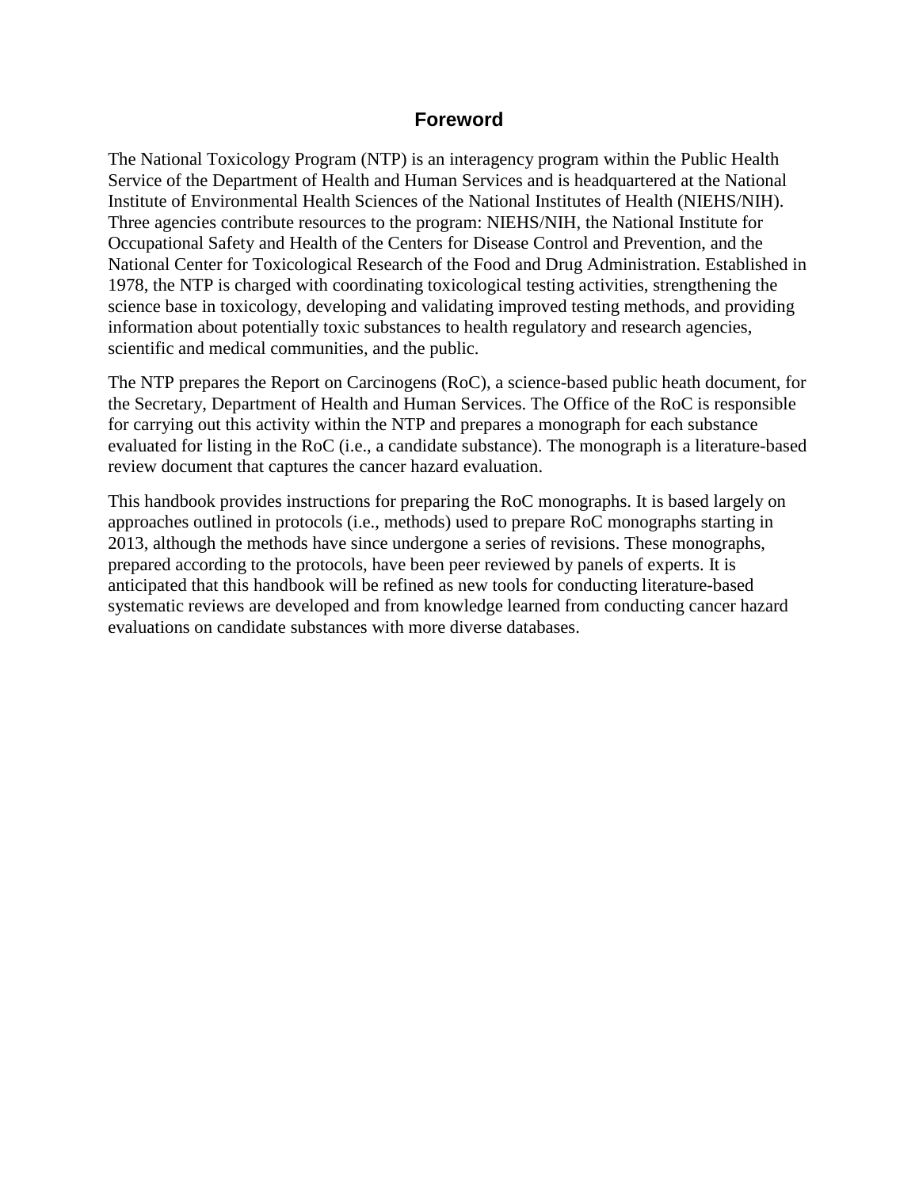# Foreword

The National Toxicology Program (NTP) is an interagency program within the Public Health Service of the Department of Health and Human Services and is headquartered at the National Institute of Environmental Health Sciences of the National Institutes of Health (NIEHS/NIH). Three agencies contribute resources to the program: NIEHS/NIH, the National Institute for Occupational Safety and Health of the Centers for Disease Control and Prevention, and the National Center for Toxicological Research of the Food and Drug Administration. Established in 1978, the NTP is charged with coordinating toxicological testing activities, strengthening the science base in toxicology, developing and validating improved testing methods, and providing information about potentially toxic substances to health regulatory and research agencies, scientific and medical communities, and the public.

The NTP prepares the Report on Carcinogens (RoC), a science-based public heath document, for the Secretary, Department of Health and Human Services. The Office of the RoC is responsible for carrying out this activity within the NTP and prepares a monograph for each substance evaluated for listing in the RoC (i.e., a candidate substance). The monograph is a literature-based review document that captures the cancer hazard evaluation.

This handbook provides instructions for preparing the RoC monographs. It is based largely on approaches outlined in protocols (i.e., methods) used to prepare RoC monographs starting in 2013, although the methods have since undergone a series of revisions. These monographs, prepared according to the protocols, have been peer reviewed by panels of experts. It is anticipated that this handbook will be refined as new tools for conducting literature-based systematic reviews are developed and from knowledge learned from conducting cancer hazard evaluations on candidate substances with more diverse databases.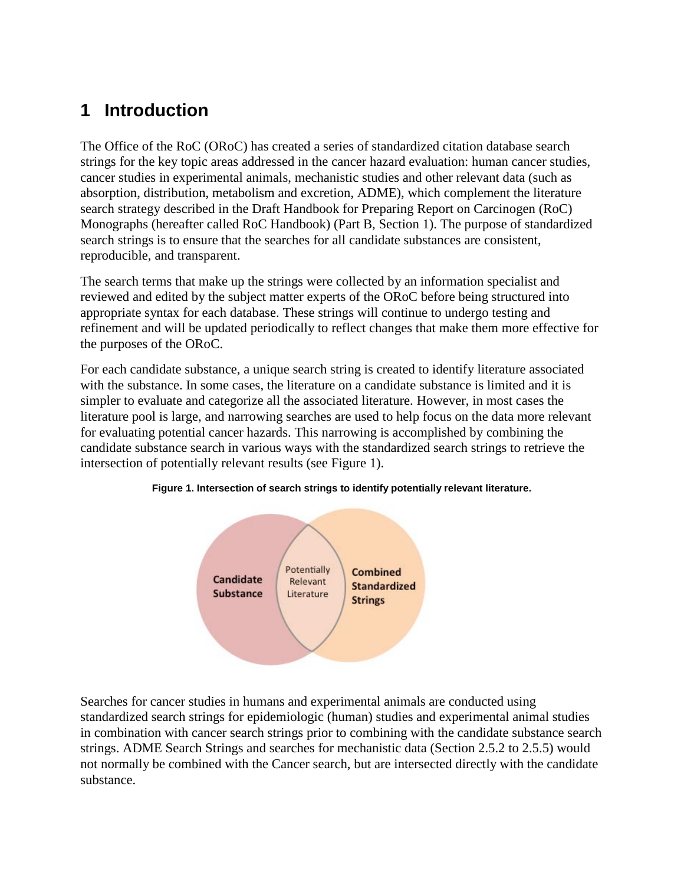# 1 Introduction

The Office of the RoC (ORoC) has created a series of standardized citation database search strings for the key topic areas addressed in the cancer hazard evaluation: human cancer studies, cancer studies in experimental animals, mechanistic studies and other relevant data (such as absorption, distribution, metabolism and excretion, ADME), which complement the literature search strategy described in the Draft Handbook for Preparing Report on Carcinogen (RoC) Monographs (hereafter called RoC Handbook) (Part B, Section 1). The purpose of standardized search strings is to ensure that the searches for all candidate substances are consistent, reproducible, and transparent.

The search terms that make up the strings were collected by an information specialist and reviewed and edited by the subject matter experts of the ORoC before being structured into appropriate syntax for each database. These strings will continue to undergo testing and refinement and will be updated periodically to reflect changes that make them more effective for the purposes of the ORoC.

For each candidate substance, a unique search string is created to identify literature associated with the substance. In some cases, the literature on a candidate substance is limited and it is simpler to evaluate and categorize all the associated literature. However, in most cases the literature pool is large, and narrowing searches are used to help focus on the data more relevant for evaluating potential cancer hazards. This narrowing is accomplished by combining the candidate substance search in various ways with the standardized search strings to retrieve the intersection of potentially relevant results (see Figure 1).

**Figure 1. Intersection of search strings to identify potentially relevant literature.**

Candidate Substance | Potentially Relevant Literature | Combined Standardized Strings

Searches for cancer studies in humans and experimental animals are conducted using standardized search strings for epidemiologic (human) studies and experimental animal studies in combination with cancer search strings prior to combining with the candidate substance search strings. ADME Search Strings and searches for mechanistic data (Section 2.5.2 to 2.5.5) would not normally be combined with the Cancer search, but are intersected directly with the candidate substance.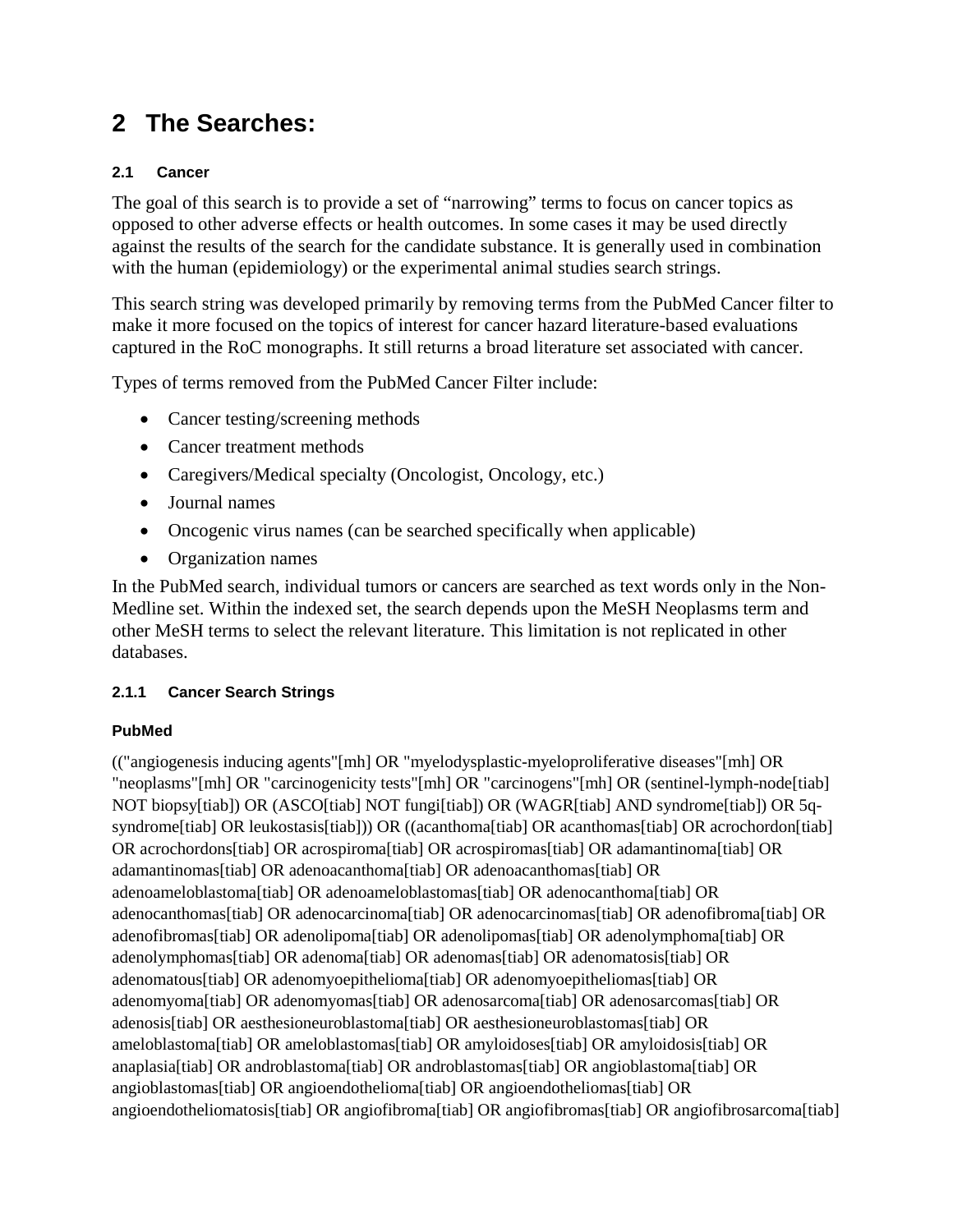# 2 The Searches:

### 2.1 Cancer

The goal of this search is to provide a set of "narrowing" terms to focus on cancer topics as opposed to other adverse effects or health outcomes. In some cases it may be used directly against the results of the search for the candidate substance. It is generally used in combination with the human (epidemiology) or the experimental animal studies search strings.

This search string was developed primarily by removing terms from the PubMed Cancer filter to make it more focused on the topics of interest for cancer hazard literature-based evaluations captured in the RoC monographs. It still returns a broad literature set associated with cancer.

Types of terms removed from the PubMed Cancer Filter include:

- Cancer testing/screening methods
- Cancer treatment methods
- Caregivers/Medical specialty (Oncologist, Oncology, etc.)
- Journal names
- Oncogenic virus names (can be searched specifically when applicable)
- Organization names

In the PubMed search, individual tumors or cancers are searched as text words only in the Non-Medline set. Within the indexed set, the search depends upon the MeSH Neoplasms term and other MeSH terms to select the relevant literature. This limitation is not replicated in other databases.

#### 2.1.1 Cancer Search Strings

**PubMed**

(("angiogenesis inducing agents"[mh] OR "myelodysplastic-myeloproliferative diseases"[mh] OR "neoplasms"[mh] OR "carcinogenicity tests"[mh] OR "carcinogens"[mh] OR (sentinel-lymph-node[tiab] NOT biopsy[tiab]) OR (ASCO[tiab] NOT fungi[tiab]) OR (WAGR[tiab] AND syndrome[tiab]) OR 5q-syndrome[tiab] OR leukostasis[tiab])) OR ((acanthoma[tiab] OR acanthomas[tiab] OR acrochordon[tiab] OR acrochordons[tiab] OR acrospiroma[tiab] OR acrospiromas[tiab] OR adamantinoma[tiab] OR adamantinomas[tiab] OR adenoacanthoma[tiab] OR adenoacanthomas[tiab] OR adenoameloblastoma[tiab] OR adenoameloblastomas[tiab] OR adenocanthoma[tiab] OR adenocanthomas[tiab] OR adenocarcinoma[tiab] OR adenocarcinomas[tiab] OR adenofibroma[tiab] OR adenofibromas[tiab] OR adenolipoma[tiab] OR adenolipomas[tiab] OR adenolymphoma[tiab] OR adenolymphomas[tiab] OR adenoma[tiab] OR adenomas[tiab] OR adenomatosis[tiab] OR adenomatous[tiab] OR adenomyoepithelioma[tiab] OR adenomyoepitheliomas[tiab] OR adenomyoma[tiab] OR adenomyomas[tiab] OR adenosarcoma[tiab] OR adenosarcomas[tiab] OR adenosis[tiab] OR aesthesioneuroblastoma[tiab] OR aesthesioneuroblastomas[tiab] OR ameloblastoma[tiab] OR ameloblastomas[tiab] OR amyloidoses[tiab] OR amyloidosis[tiab] OR anaplasia[tiab] OR androblastoma[tiab] OR androblastomas[tiab] OR angioblastoma[tiab] OR angioblastomas[tiab] OR angioendothelioma[tiab] OR angioendotheliomas[tiab] OR angioendotheliomatosis[tiab] OR angiofibroma[tiab] OR angiofibromas[tiab] OR angiofibrosarcoma[tiab]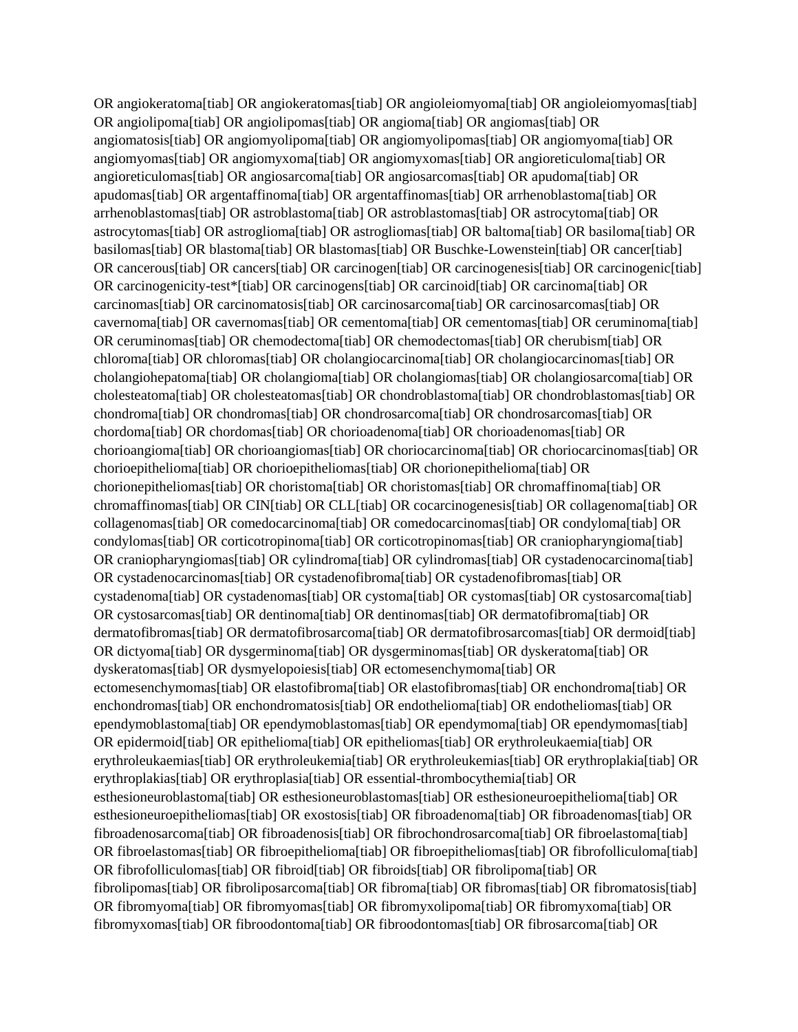OR angiokeratoma[tiab] OR angiokeratomas[tiab] OR angioleiomyoma[tiab] OR angioleiomyomas[tiab] OR angiolipoma[tiab] OR angiolipomas[tiab] OR angioma[tiab] OR angiomas[tiab] OR angiomatosis[tiab] OR angiomyolipoma[tiab] OR angiomyolipomas[tiab] OR angiomyoma[tiab] OR angiomyomas[tiab] OR angiomyxoma[tiab] OR angiomyxomas[tiab] OR angioreticuloma[tiab] OR angioreticulomas[tiab] OR angiosarcoma[tiab] OR angiosarcomas[tiab] OR apudoma[tiab] OR apudomas[tiab] OR argentaffinoma[tiab] OR argentaffinomas[tiab] OR arrhenoblastoma[tiab] OR arrhenoblastomas[tiab] OR astroblastoma[tiab] OR astroblastomas[tiab] OR astrocytoma[tiab] OR astrocytomas[tiab] OR astroglioma[tiab] OR astrogliomas[tiab] OR baltoma[tiab] OR basiloma[tiab] OR basilomas[tiab] OR blastoma[tiab] OR blastomas[tiab] OR Buschke-Lowenstein[tiab] OR cancer[tiab] OR cancerous[tiab] OR cancers[tiab] OR carcinogen[tiab] OR carcinogenesis[tiab] OR carcinogenic[tiab] OR carcinogenicity-test*[tiab] OR carcinogens[tiab] OR carcinoid[tiab] OR carcinoma[tiab] OR carcinomas[tiab] OR carcinomatosis[tiab] OR carcinosarcoma[tiab] OR carcinosarcomas[tiab] OR cavernoma[tiab] OR cavernomas[tiab] OR cementoma[tiab] OR cementomas[tiab] OR ceruminoma[tiab] OR ceruminomas[tiab] OR chemodectoma[tiab] OR chemodectomas[tiab] OR cherubism[tiab] OR chloroma[tiab] OR chloromas[tiab] OR cholangiocarcinoma[tiab] OR cholangiocarcinomas[tiab] OR cholangiohepatoma[tiab] OR cholangioma[tiab] OR cholangiomas[tiab] OR cholangiosarcoma[tiab] OR cholesteatoma[tiab] OR cholesteatomas[tiab] OR chondroblastoma[tiab] OR chondroblastomas[tiab] OR chondroma[tiab] OR chondromas[tiab] OR chondrosarcoma[tiab] OR chondrosarcomas[tiab] OR chordoma[tiab] OR chordomas[tiab] OR chorioadenoma[tiab] OR chorioadenomas[tiab] OR chorioangioma[tiab] OR chorioangiomas[tiab] OR choriocarcinoma[tiab] OR choriocarcinomas[tiab] OR chorioepithelioma[tiab] OR chorioepitheliomas[tiab] OR chorionepithelioma[tiab] OR chorionepitheliomas[tiab] OR choristoma[tiab] OR choristomas[tiab] OR chromaffinoma[tiab] OR chromaffinomas[tiab] OR CIN[tiab] OR CLL[tiab] OR cocarcinogenesis[tiab] OR collagenoma[tiab] OR collagenomas[tiab] OR comedocarcinoma[tiab] OR comedocarcinomas[tiab] OR condyloma[tiab] OR condylomas[tiab] OR corticotropinoma[tiab] OR corticotropinomas[tiab] OR craniopharyngioma[tiab] OR craniopharyngiomas[tiab] OR cylindroma[tiab] OR cylindromas[tiab] OR cystadenocarcinoma[tiab] OR cystadenocarcinomas[tiab] OR cystadenofibroma[tiab] OR cystadenofibromas[tiab] OR cystadenoma[tiab] OR cystadenomas[tiab] OR cystoma[tiab] OR cystomas[tiab] OR cystosarcoma[tiab] OR cystosarcomas[tiab] OR dentinoma[tiab] OR dentinomas[tiab] OR dermatofibroma[tiab] OR dermatofibromas[tiab] OR dermatofibrosarcoma[tiab] OR dermatofibrosarcomas[tiab] OR dermoid[tiab] OR dictyoma[tiab] OR dysgerminoma[tiab] OR dysgerminomas[tiab] OR dyskeratoma[tiab] OR dyskeratomas[tiab] OR dysmyelopoiesis[tiab] OR ectomesenchymoma[tiab] OR ectomesenchymomas[tiab] OR elastofibroma[tiab] OR elastofibromas[tiab] OR enchondroma[tiab] OR enchondromas[tiab] OR enchondromatosis[tiab] OR endothelioma[tiab] OR endotheliomas[tiab] OR ependymoblastoma[tiab] OR ependymoblastomas[tiab] OR ependymoma[tiab] OR ependymomas[tiab] OR epidermoid[tiab] OR epithelioma[tiab] OR epitheliomas[tiab] OR erythroleukaemia[tiab] OR erythroleukaemias[tiab] OR erythroleukemia[tiab] OR erythroleukemias[tiab] OR erythroplakia[tiab] OR erythroplakias[tiab] OR erythroplasia[tiab] OR essential-thrombocythemia[tiab] OR esthesioneuroblastoma[tiab] OR esthesioneuroblastomas[tiab] OR esthesioneuroepithelioma[tiab] OR esthesioneuroepitheliomas[tiab] OR exostosis[tiab] OR fibroadenoma[tiab] OR fibroadenomas[tiab] OR fibroadenosarcoma[tiab] OR fibroadenosis[tiab] OR fibrochondrosarcoma[tiab] OR fibroelastoma[tiab] OR fibroelastomas[tiab] OR fibroepithelioma[tiab] OR fibroepitheliomas[tiab] OR fibrofolliculoma[tiab] OR fibrofolliculomas[tiab] OR fibroid[tiab] OR fibroids[tiab] OR fibrolipoma[tiab] OR fibrolipomas[tiab] OR fibroliposarcoma[tiab] OR fibroma[tiab] OR fibromas[tiab] OR fibromatosis[tiab] OR fibromyoma[tiab] OR fibromyomas[tiab] OR fibromyxolipoma[tiab] OR fibromyxoma[tiab] OR fibromyxomas[tiab] OR fibroodontoma[tiab] OR fibroodontomas[tiab] OR fibrosarcoma[tiab] OR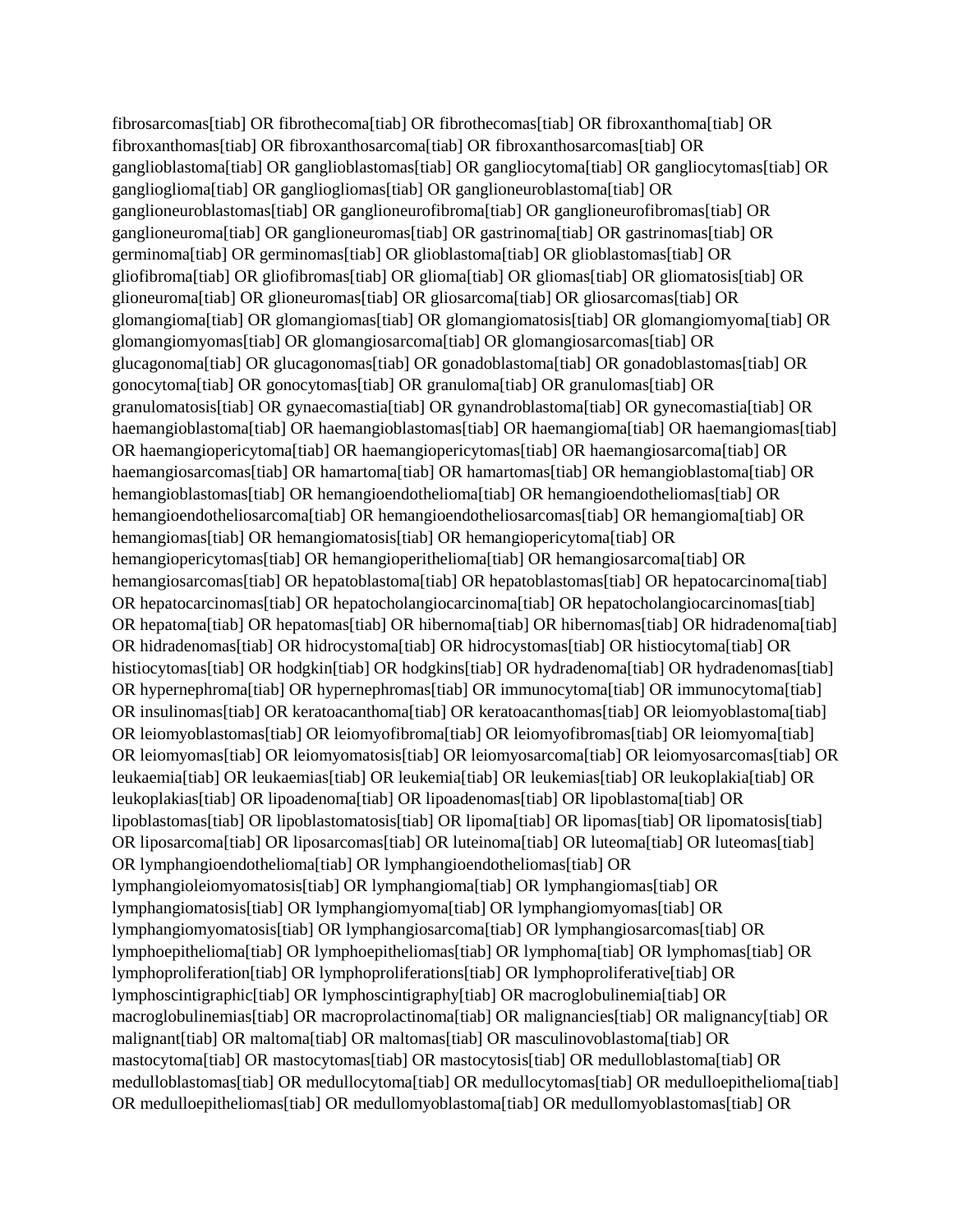fibrosarcomas[tiab] OR fibrothecoma[tiab] OR fibrothecomas[tiab] OR fibroxanthoma[tiab] OR fibroxanthomas[tiab] OR fibroxanthosarcoma[tiab] OR fibroxanthosarcomas[tiab] OR ganglioblastoma[tiab] OR ganglioblastomas[tiab] OR gangliocytoma[tiab] OR gangliocytomas[tiab] OR ganglioglioma[tiab] OR gangliogliomas[tiab] OR ganglioneuroblastoma[tiab] OR ganglioneuroblastomas[tiab] OR ganglioneurofibroma[tiab] OR ganglioneurofibromas[tiab] OR ganglioneuroma[tiab] OR ganglioneuromas[tiab] OR gastrinoma[tiab] OR gastrinomas[tiab] OR germinoma[tiab] OR germinomas[tiab] OR glioblastoma[tiab] OR glioblastomas[tiab] OR gliofibroma[tiab] OR gliofibromas[tiab] OR glioma[tiab] OR gliomas[tiab] OR gliomatosis[tiab] OR glioneuroma[tiab] OR glioneuromas[tiab] OR gliosarcoma[tiab] OR gliosarcomas[tiab] OR glomangioma[tiab] OR glomangiomas[tiab] OR glomangiomatosis[tiab] OR glomangiomyoma[tiab] OR glomangiomyomas[tiab] OR glomangiosarcoma[tiab] OR glomangiosarcomas[tiab] OR glucagonoma[tiab] OR glucagonomas[tiab] OR gonadoblastoma[tiab] OR gonadoblastomas[tiab] OR gonocytoma[tiab] OR gonocytomas[tiab] OR granuloma[tiab] OR granulomas[tiab] OR granulomatosis[tiab] OR gynaecomastia[tiab] OR gynandroblastoma[tiab] OR gynecomastia[tiab] OR haemangioblastoma[tiab] OR haemangioblastomas[tiab] OR haemangioma[tiab] OR haemangiomas[tiab] OR haemangiopericytoma[tiab] OR haemangiopericytomas[tiab] OR haemangiosarcoma[tiab] OR haemangiosarcomas[tiab] OR hamartoma[tiab] OR hamartomas[tiab] OR hemangioblastoma[tiab] OR hemangioblastomas[tiab] OR hemangioendothelioma[tiab] OR hemangioendotheliomas[tiab] OR hemangioendotheliosarcoma[tiab] OR hemangioendotheliosarcomas[tiab] OR hemangioma[tiab] OR hemangiomas[tiab] OR hemangiomatosis[tiab] OR hemangiopericytoma[tiab] OR hemangiopericytomas[tiab] OR hemangioperithelioma[tiab] OR hemangiosarcoma[tiab] OR hemangiosarcomas[tiab] OR hepatoblastoma[tiab] OR hepatoblastomas[tiab] OR hepatocarcinoma[tiab] OR hepatocarcinomas[tiab] OR hepatocholangiocarcinoma[tiab] OR hepatocholangiocarcinomas[tiab] OR hepatoma[tiab] OR hepatomas[tiab] OR hibernoma[tiab] OR hibernomas[tiab] OR hidradenoma[tiab] OR hidradenomas[tiab] OR hidrocystoma[tiab] OR hidrocystomas[tiab] OR histiocytoma[tiab] OR histiocytomas[tiab] OR hodgkin[tiab] OR hodgkins[tiab] OR hydradenoma[tiab] OR hydradenomas[tiab] OR hypernephroma[tiab] OR hypernephromas[tiab] OR immunocytoma[tiab] OR immunocytoma[tiab] OR insulinomas[tiab] OR keratoacanthoma[tiab] OR keratoacanthomas[tiab] OR leiomyoblastoma[tiab] OR leiomyoblastomas[tiab] OR leiomyofibroma[tiab] OR leiomyofibromas[tiab] OR leiomyoma[tiab] OR leiomyomas[tiab] OR leiomyomatosis[tiab] OR leiomyosarcoma[tiab] OR leiomyosarcomas[tiab] OR leukaemia[tiab] OR leukaemias[tiab] OR leukemia[tiab] OR leukemias[tiab] OR leukoplakia[tiab] OR leukoplakias[tiab] OR lipoadenoma[tiab] OR lipoadenomas[tiab] OR lipoblastoma[tiab] OR lipoblastomas[tiab] OR lipoblastomatosis[tiab] OR lipoma[tiab] OR lipomas[tiab] OR lipomatosis[tiab] OR liposarcoma[tiab] OR liposarcomas[tiab] OR luteinoma[tiab] OR luteoma[tiab] OR luteomas[tiab] OR lymphangioendothelioma[tiab] OR lymphangioendotheliomas[tiab] OR lymphangioleiomyomatosis[tiab] OR lymphangioma[tiab] OR lymphangiomas[tiab] OR lymphangiomatosis[tiab] OR lymphangiomyoma[tiab] OR lymphangiomyomas[tiab] OR lymphangiomyomatosis[tiab] OR lymphangiosarcoma[tiab] OR lymphangiosarcomas[tiab] OR lymphoepithelioma[tiab] OR lymphoepitheliomas[tiab] OR lymphoma[tiab] OR lymphomas[tiab] OR lymphoproliferation[tiab] OR lymphoproliferations[tiab] OR lymphoproliferative[tiab] OR lymphoscintigraphic[tiab] OR lymphoscintigraphy[tiab] OR macroglobulinemia[tiab] OR macroglobulinemias[tiab] OR macroprolactinoma[tiab] OR malignancies[tiab] OR malignancy[tiab] OR malignant[tiab] OR maltoma[tiab] OR maltomas[tiab] OR masculinovoblastoma[tiab] OR mastocytoma[tiab] OR mastocytomas[tiab] OR mastocytosis[tiab] OR medulloblastoma[tiab] OR medulloblastomas[tiab] OR medullocytoma[tiab] OR medullocytomas[tiab] OR medulloepithelioma[tiab] OR medulloepitheliomas[tiab] OR medullomyoblastoma[tiab] OR medullomyoblastomas[tiab] OR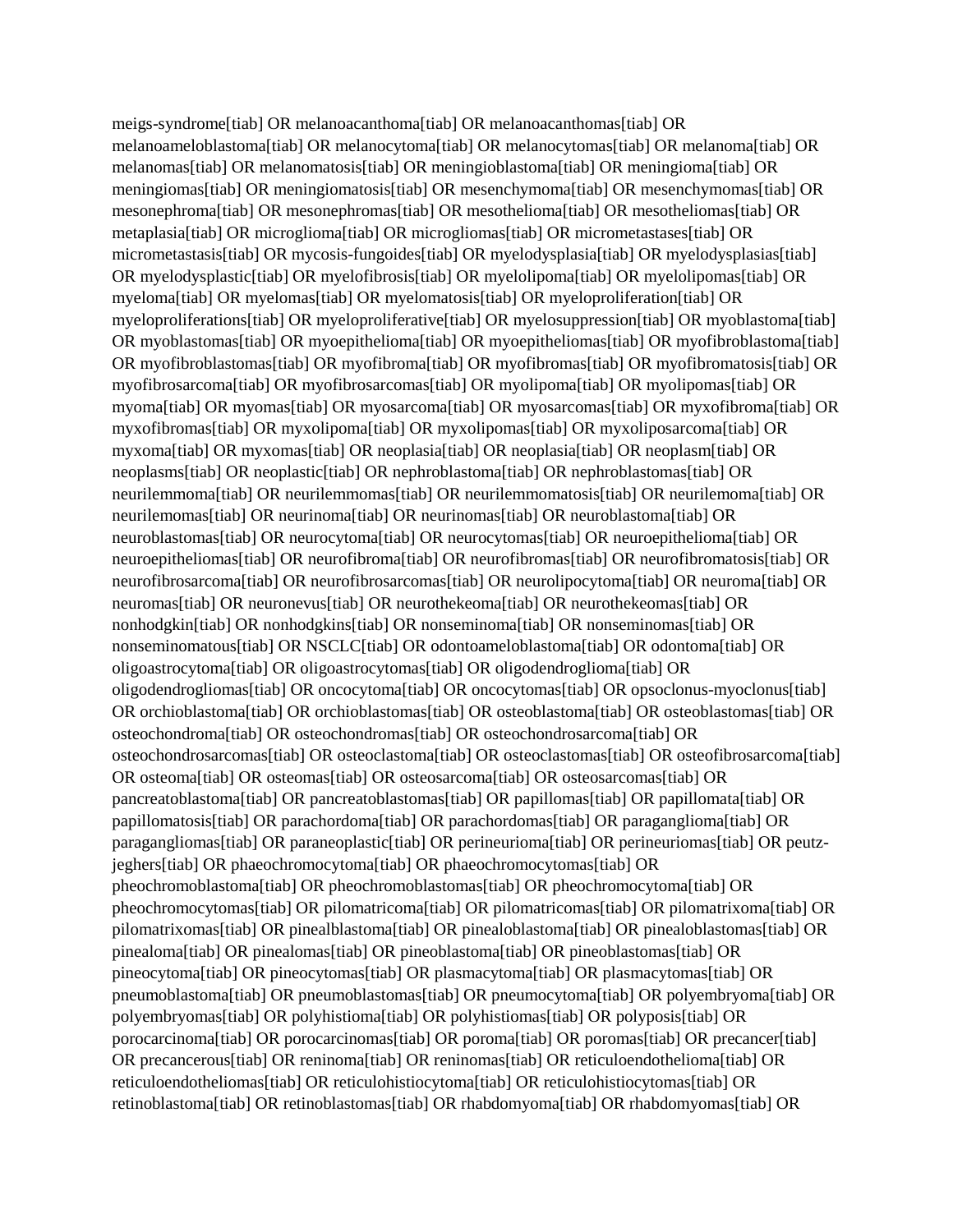meigs-syndrome[tiab] OR melanoacanthoma[tiab] OR melanoacanthomas[tiab] OR melanoameloblastoma[tiab] OR melanocytoma[tiab] OR melanocytomas[tiab] OR melanoma[tiab] OR melanomas[tiab] OR melanomatosis[tiab] OR meningioblastoma[tiab] OR meningioma[tiab] OR meningiomas[tiab] OR meningiomatosis[tiab] OR mesenchymoma[tiab] OR mesenchymomas[tiab] OR mesonephroma[tiab] OR mesonephromas[tiab] OR mesothelioma[tiab] OR mesotheliomas[tiab] OR metaplasia[tiab] OR microglioma[tiab] OR microgliomas[tiab] OR micrometastases[tiab] OR micrometastasis[tiab] OR mycosis-fungoides[tiab] OR myelodysplasia[tiab] OR myelodysplasias[tiab] OR myelodysplastic[tiab] OR myelofibrosis[tiab] OR myelolipoma[tiab] OR myelolipomas[tiab] OR myeloma[tiab] OR myelomas[tiab] OR myelomatosis[tiab] OR myeloproliferation[tiab] OR myeloproliferations[tiab] OR myeloproliferative[tiab] OR myelosuppression[tiab] OR myoblastoma[tiab] OR myoblastomas[tiab] OR myoepithelioma[tiab] OR myoepitheliomas[tiab] OR myofibroblastoma[tiab] OR myofibroblastomas[tiab] OR myofibroma[tiab] OR myofibromas[tiab] OR myofibromatosis[tiab] OR myofibrosarcoma[tiab] OR myofibrosarcomas[tiab] OR myolipoma[tiab] OR myolipomas[tiab] OR myoma[tiab] OR myomas[tiab] OR myosarcoma[tiab] OR myosarcomas[tiab] OR myxofibroma[tiab] OR myxofibromas[tiab] OR myxolipoma[tiab] OR myxolipomas[tiab] OR myxoliposarcoma[tiab] OR myxoma[tiab] OR myxomas[tiab] OR neoplasia[tiab] OR neoplasia[tiab] OR neoplasm[tiab] OR neoplasms[tiab] OR neoplastic[tiab] OR nephroblastoma[tiab] OR nephroblastomas[tiab] OR neurilemmoma[tiab] OR neurilemmomas[tiab] OR neurilemmomatosis[tiab] OR neurilemoma[tiab] OR neurilemomas[tiab] OR neurinoma[tiab] OR neurinomas[tiab] OR neuroblastoma[tiab] OR neuroblastomas[tiab] OR neurocytoma[tiab] OR neurocytomas[tiab] OR neuroepithelioma[tiab] OR neuroepitheliomas[tiab] OR neurofibroma[tiab] OR neurofibromas[tiab] OR neurofibromatosis[tiab] OR neurofibrosarcoma[tiab] OR neurofibrosarcomas[tiab] OR neurolipocytoma[tiab] OR neuroma[tiab] OR neuromas[tiab] OR neuronevus[tiab] OR neurothekeoma[tiab] OR neurothekeomas[tiab] OR nonhodgkin[tiab] OR nonhodgkins[tiab] OR nonseminoma[tiab] OR nonseminomas[tiab] OR nonseminomatous[tiab] OR NSCLC[tiab] OR odontoameloblastoma[tiab] OR odontoma[tiab] OR oligoastrocytoma[tiab] OR oligoastrocytomas[tiab] OR oligodendroglioma[tiab] OR oligodendrogliomas[tiab] OR oncocytoma[tiab] OR oncocytomas[tiab] OR opsoclonus-myoclonus[tiab] OR orchioblastoma[tiab] OR orchioblastomas[tiab] OR osteoblastoma[tiab] OR osteoblastomas[tiab] OR osteochondroma[tiab] OR osteochondromas[tiab] OR osteochondrosarcoma[tiab] OR osteochondrosarcomas[tiab] OR osteoclastoma[tiab] OR osteoclastomas[tiab] OR osteofibrosarcoma[tiab] OR osteoma[tiab] OR osteomas[tiab] OR osteosarcoma[tiab] OR osteosarcomas[tiab] OR pancreatoblastoma[tiab] OR pancreatoblastomas[tiab] OR papillomas[tiab] OR papillomata[tiab] OR papillomatosis[tiab] OR parachordoma[tiab] OR parachordomas[tiab] OR paraganglioma[tiab] OR paragangliomas[tiab] OR paraneoplastic[tiab] OR perineurioma[tiab] OR perineuriomas[tiab] OR peutz-jeghers[tiab] OR phaeochromocytoma[tiab] OR phaeochromocytomas[tiab] OR pheochromoblastoma[tiab] OR pheochromoblastomas[tiab] OR pheochromocytoma[tiab] OR pheochromocytomas[tiab] OR pilomatricoma[tiab] OR pilomatricomas[tiab] OR pilomatrixoma[tiab] OR pilomatrixomas[tiab] OR pinealblastoma[tiab] OR pinealoblastoma[tiab] OR pinealoblastomas[tiab] OR pinealoma[tiab] OR pinealomas[tiab] OR pineoblastoma[tiab] OR pineoblastomas[tiab] OR pineocytoma[tiab] OR pineocytomas[tiab] OR plasmacytoma[tiab] OR plasmacytomas[tiab] OR pneumoblastoma[tiab] OR pneumoblastomas[tiab] OR pneumocytoma[tiab] OR polyembryoma[tiab] OR polyembryomas[tiab] OR polyhistioma[tiab] OR polyhistiomas[tiab] OR polyposis[tiab] OR porocarcinoma[tiab] OR porocarcinomas[tiab] OR poroma[tiab] OR poromas[tiab] OR precancer[tiab] OR precancerous[tiab] OR reninoma[tiab] OR reninomas[tiab] OR reticuloendothelioma[tiab] OR reticuloendotheliomas[tiab] OR reticulohistiocytoma[tiab] OR reticulohistiocytomas[tiab] OR retinoblastoma[tiab] OR retinoblastomas[tiab] OR rhabdomyoma[tiab] OR rhabdomyomas[tiab] OR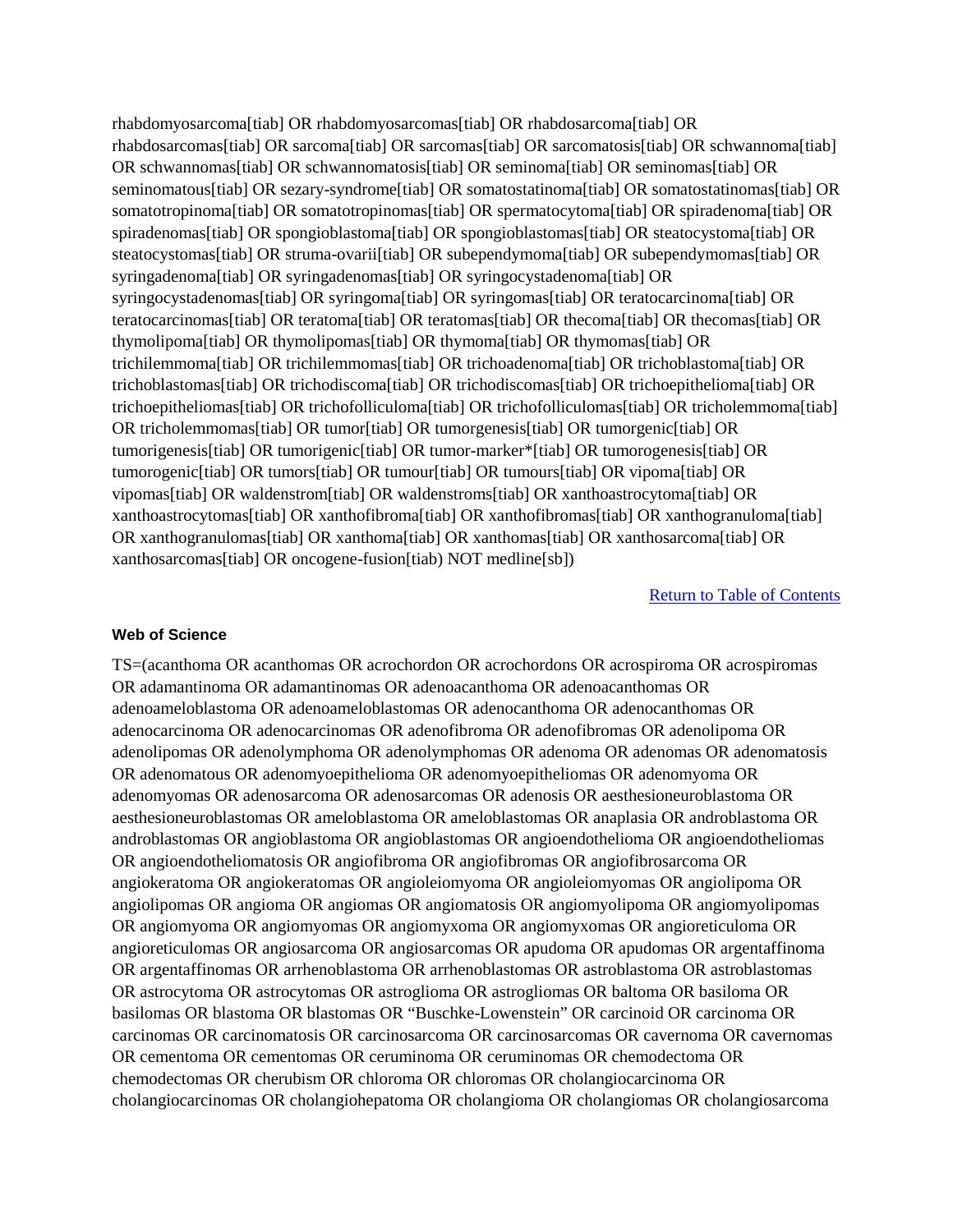rhabdomyosarcoma[tiab] OR rhabdomyosarcomas[tiab] OR rhabdosarcoma[tiab] OR rhabdosarcomas[tiab] OR sarcoma[tiab] OR sarcomas[tiab] OR sarcomatosis[tiab] OR schwannoma[tiab] OR schwannomas[tiab] OR schwannomatosis[tiab] OR seminoma[tiab] OR seminomas[tiab] OR seminomatous[tiab] OR sezary-syndrome[tiab] OR somatostatinoma[tiab] OR somatostatinomas[tiab] OR somatotropinoma[tiab] OR somatotropinomas[tiab] OR spermatocytoma[tiab] OR spiradenoma[tiab] OR spiradenomas[tiab] OR spongioblastoma[tiab] OR spongioblastomas[tiab] OR steatocystoma[tiab] OR steatocystomas[tiab] OR struma-ovarii[tiab] OR subependymoma[tiab] OR subependymomas[tiab] OR syringadenoma[tiab] OR syringadenomas[tiab] OR syringocystadenoma[tiab] OR syringocystadenomas[tiab] OR syringoma[tiab] OR syringomas[tiab] OR teratocarcinoma[tiab] OR teratocarcinomas[tiab] OR teratoma[tiab] OR teratomas[tiab] OR thecoma[tiab] OR thecomas[tiab] OR thymolipoma[tiab] OR thymolipomas[tiab] OR thymoma[tiab] OR thymomas[tiab] OR trichilemmoma[tiab] OR trichilemmomas[tiab] OR trichoadenoma[tiab] OR trichoblastoma[tiab] OR trichoblastomas[tiab] OR trichodiscoma[tiab] OR trichodiscomas[tiab] OR trichoepithelioma[tiab] OR trichoepitheliomas[tiab] OR trichofolliculoma[tiab] OR trichofolliculomas[tiab] OR tricholemmoma[tiab] OR tricholemmomas[tiab] OR tumor[tiab] OR tumorgenesis[tiab] OR tumorgenic[tiab] OR tumorigenesis[tiab] OR tumorigenic[tiab] OR tumor-marker*[tiab] OR tumorogenesis[tiab] OR tumorogenic[tiab] OR tumors[tiab] OR tumour[tiab] OR tumours[tiab] OR vipoma[tiab] OR vipomas[tiab] OR waldenstrom[tiab] OR waldenstroms[tiab] OR xanthoastrocytoma[tiab] OR xanthoastrocytomas[tiab] OR xanthofibroma[tiab] OR xanthofibromas[tiab] OR xanthogranuloma[tiab] OR xanthogranulomas[tiab] OR xanthoma[tiab] OR xanthomas[tiab] OR xanthosarcoma[tiab] OR xanthosarcomas[tiab] OR oncogene-fusion[tiab) NOT medline[sb])

Return to Table of Contents

### Web of Science

TS=(acanthoma OR acanthomas OR acrochordon OR acrochordons OR acrospiroma OR acrospiromas OR adamantinoma OR adamantinomas OR adenoacanthoma OR adenoacanthomas OR adenoameloblastoma OR adenoameloblastomas OR adenocanthoma OR adenocanthomas OR adenocarcinoma OR adenocarcinomas OR adenofibroma OR adenofibromas OR adenolipoma OR adenolipomas OR adenolymphoma OR adenolymphomas OR adenoma OR adenomas OR adenomatosis OR adenomatous OR adenomyoepithelioma OR adenomyoepitheliomas OR adenomyoma OR adenomyomas OR adenosarcoma OR adenosarcomas OR adenosis OR aesthesioneuroblastoma OR aesthesioneuroblastomas OR ameloblastoma OR ameloblastomas OR anaplasia OR androblastoma OR androblastomas OR angioblastoma OR angioblastomas OR angioendothelioma OR angioendotheliomas OR angioendotheliomatosis OR angiofibroma OR angiofibromas OR angiofibrosarcoma OR angiokeratoma OR angiokeratomas OR angioleiomyoma OR angioleiomyomas OR angiolipoma OR angiolipomas OR angioma OR angiomas OR angiomatosis OR angiomyolipoma OR angiomyolipomas OR angiomyoma OR angiomyomas OR angiomyxoma OR angiomyxomas OR angioreticuloma OR angioreticulomas OR angiosarcoma OR angiosarcomas OR apudoma OR apudomas OR argentaffinoma OR argentaffinomas OR arrhenoblastoma OR arrhenoblastomas OR astroblastoma OR astroblastomas OR astrocytoma OR astrocytomas OR astroglioma OR astrogliomas OR baltoma OR basiloma OR basilomas OR blastoma OR blastomas OR “Buschke-Lowenstein” OR carcinoid OR carcinoma OR carcinomas OR carcinomatosis OR carcinosarcoma OR carcinosarcomas OR cavernoma OR cavernomas OR cementoma OR cementomas OR ceruminoma OR ceruminomas OR chemodectoma OR chemodectomas OR cherubism OR chloroma OR chloromas OR cholangiocarcinoma OR cholangiocarcinomas OR cholangiohepatoma OR cholangioma OR cholangiomas OR cholangiosarcoma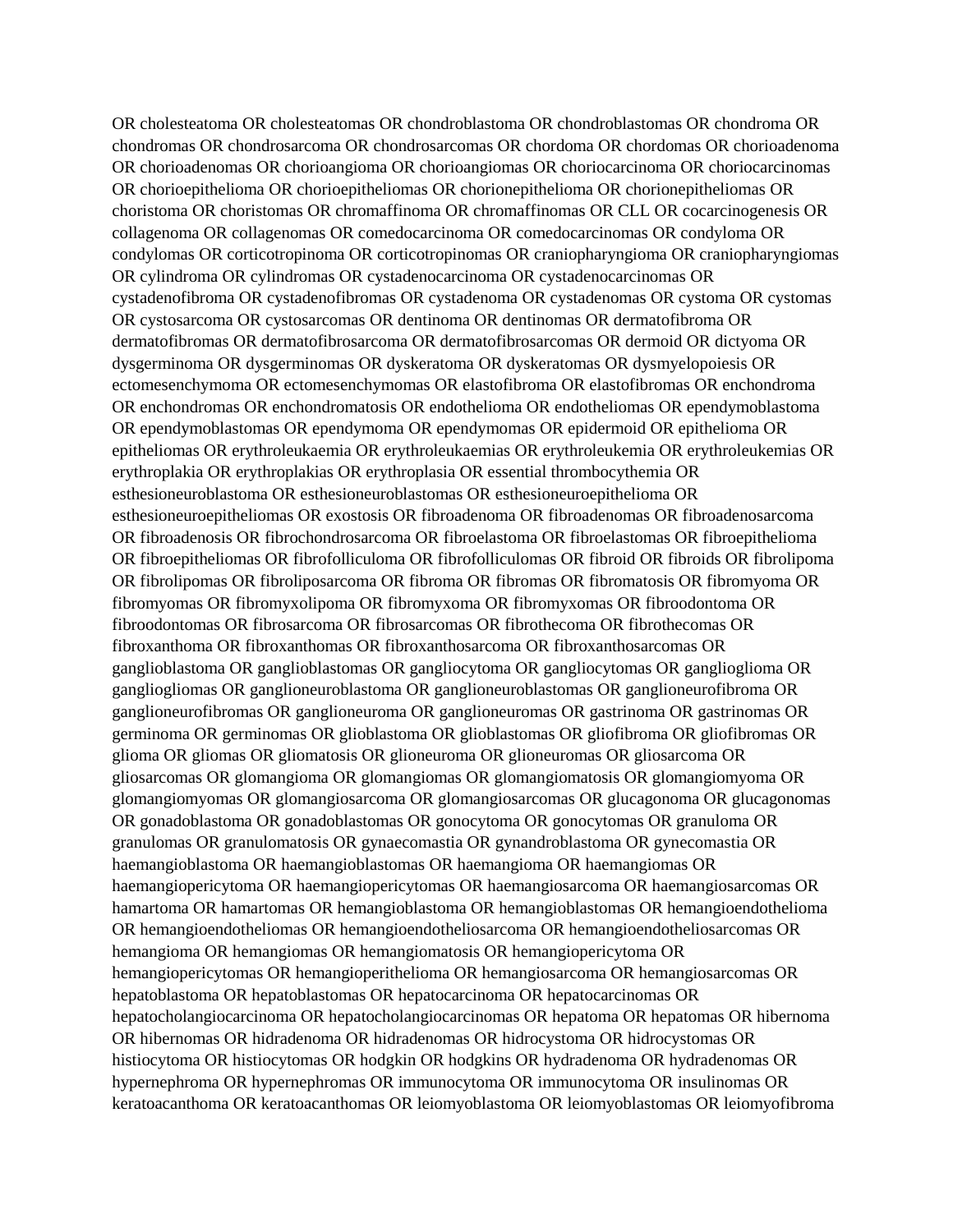OR cholesteatoma OR cholesteatomas OR chondroblastoma OR chondroblastomas OR chondroma OR chondromas OR chondrosarcoma OR chondrosarcomas OR chordoma OR chordomas OR chorioadenoma OR chorioadenomas OR chorioangioma OR chorioangiomas OR choriocarcinoma OR choriocarcinomas OR chorioepithelioma OR chorioepitheliomas OR chorionepithelioma OR chorionepitheliomas OR choristoma OR choristomas OR chromaffinoma OR chromaffinomas OR CLL OR cocarcinogenesis OR collagenoma OR collagenomas OR comedocarcinoma OR comedocarcinomas OR condyloma OR condylomas OR corticotropinoma OR corticotropinomas OR craniopharyngioma OR craniopharyngiomas OR cylindroma OR cylindromas OR cystadenocarcinoma OR cystadenocarcinomas OR cystadenofibroma OR cystadenofibromas OR cystadenoma OR cystadenomas OR cystoma OR cystomas OR cystosarcoma OR cystosarcomas OR dentinoma OR dentinomas OR dermatofibroma OR dermatofibromas OR dermatofibrosarcoma OR dermatofibrosarcomas OR dermoid OR dictyoma OR dysgerminoma OR dysgerminomas OR dyskeratoma OR dyskeratomas OR dysmyelopoiesis OR ectomesenchymoma OR ectomesenchymomas OR elastofibroma OR elastofibromas OR enchondroma OR enchondromas OR enchondromatosis OR endothelioma OR endotheliomas OR ependymoblastoma OR ependymoblastomas OR ependymoma OR ependymomas OR epidermoid OR epithelioma OR epitheliomas OR erythroleukaemia OR erythroleukaemias OR erythroleukemia OR erythroleukemias OR erythroplakia OR erythroplakias OR erythroplasia OR essential thrombocythemia OR esthesioneuroblastoma OR esthesioneuroblastomas OR esthesioneuroepithelioma OR esthesioneuroepitheliomas OR exostosis OR fibroadenoma OR fibroadenomas OR fibroadenosarcoma OR fibroadenosis OR fibrochondrosarcoma OR fibroelastoma OR fibroelastomas OR fibroepithelioma OR fibroepitheliomas OR fibrofolliculoma OR fibrofolliculomas OR fibroid OR fibroids OR fibrolipoma OR fibrolipomas OR fibroliposarcoma OR fibroma OR fibromas OR fibromatosis OR fibromyoma OR fibromyomas OR fibromyxolipoma OR fibromyxoma OR fibromyxomas OR fibroodontoma OR fibroodontomas OR fibrosarcoma OR fibrosarcomas OR fibrothecoma OR fibrothecomas OR fibroxanthoma OR fibroxanthomas OR fibroxanthosarcoma OR fibroxanthosarcomas OR ganglioblastoma OR ganglioblastomas OR gangliocytoma OR gangliocytomas OR ganglioglioma OR gangliogliomas OR ganglioneuroblastoma OR ganglioneuroblastomas OR ganglioneurofibroma OR ganglioneurofibromas OR ganglioneuroma OR ganglioneuromas OR gastrinoma OR gastrinomas OR germinoma OR germinomas OR glioblastoma OR glioblastomas OR gliofibroma OR gliofibromas OR glioma OR gliomas OR gliomatosis OR glioneuroma OR glioneuromas OR gliosarcoma OR gliosarcomas OR glomangioma OR glomangiomas OR glomangiomatosis OR glomangiomyoma OR glomangiomyomas OR glomangiosarcoma OR glomangiosarcomas OR glucagonoma OR glucagonomas OR gonadoblastoma OR gonadoblastomas OR gonocytoma OR gonocytomas OR granuloma OR granulomas OR granulomatosis OR gynaecomastia OR gynandroblastoma OR gynecomastia OR haemangioblastoma OR haemangioblastomas OR haemangioma OR haemangiomas OR haemangiopericytoma OR haemangiopericytomas OR haemangiosarcoma OR haemangiosarcomas OR hamartoma OR hamartomas OR hemangioblastoma OR hemangioblastomas OR hemangioendothelioma OR hemangioendotheliomas OR hemangioendotheliosarcoma OR hemangioendotheliosarcomas OR hemangioma OR hemangiomas OR hemangiomatosis OR hemangiopericytoma OR hemangiopericytomas OR hemangioperithelioma OR hemangiosarcoma OR hemangiosarcomas OR hepatoblastoma OR hepatoblastomas OR hepatocarcinoma OR hepatocarcinomas OR hepatocholangiocarcinoma OR hepatocholangiocarcinomas OR hepatoma OR hepatomas OR hibernoma OR hibernomas OR hidradenoma OR hidradenomas OR hidrocystoma OR hidrocystomas OR histiocytoma OR histiocytomas OR hodgkin OR hodgkins OR hydradenoma OR hydradenomas OR hypernephroma OR hypernephromas OR immunocytoma OR immunocytoma OR insulinomas OR keratoacanthoma OR keratoacanthomas OR leiomyoblastoma OR leiomyoblastomas OR leiomyofibroma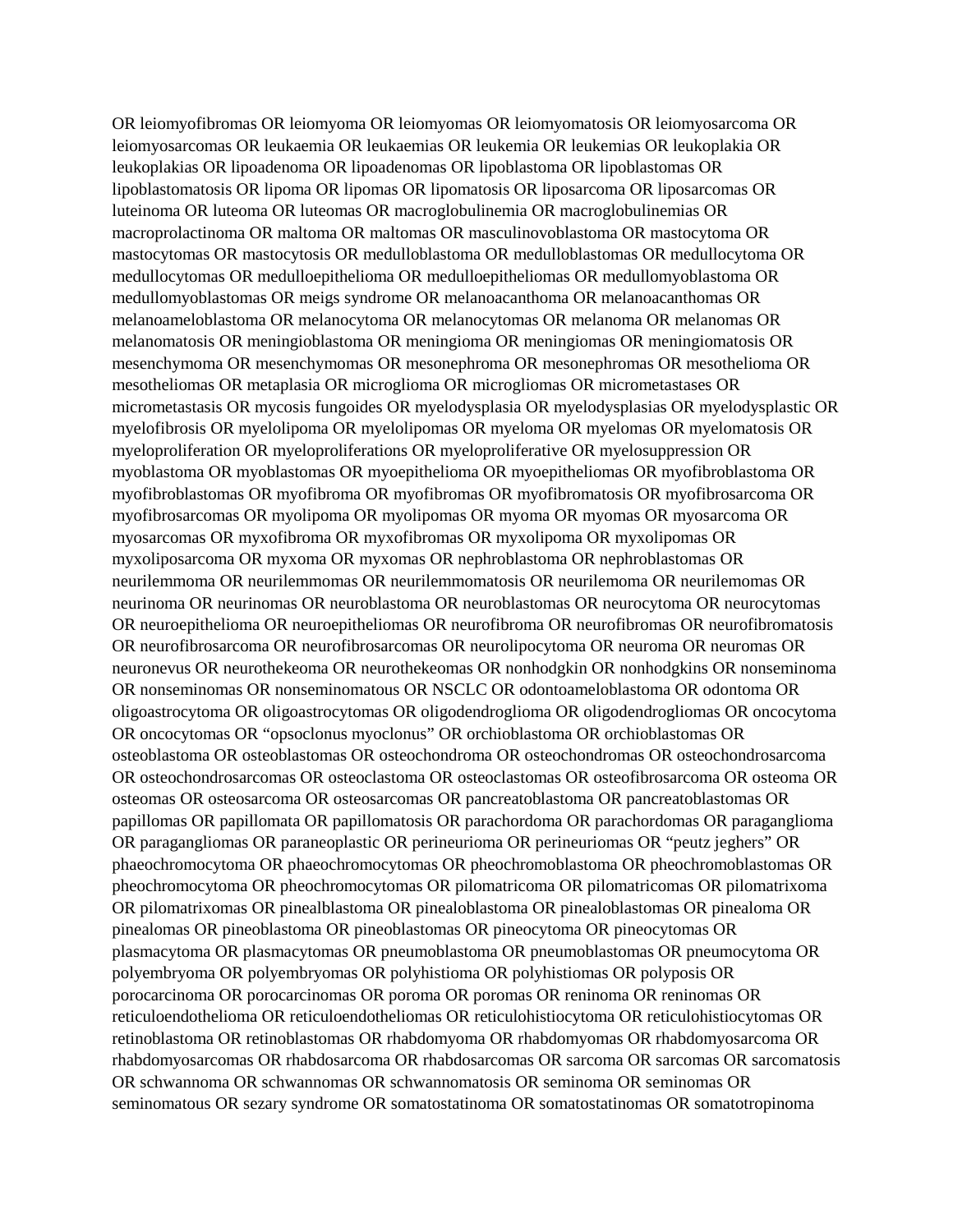OR leiomyofibromas OR leiomyoma OR leiomyomas OR leiomyomatosis OR leiomyosarcoma OR leiomyosarcomas OR leukaemia OR leukaemias OR leukemia OR leukemias OR leukoplakia OR leukoplakias OR lipoadenoma OR lipoadenomas OR lipoblastoma OR lipoblastomas OR lipoblastomatosis OR lipoma OR lipomas OR lipomatosis OR liposarcoma OR liposarcomas OR luteinoma OR luteoma OR luteomas OR macroglobulinemia OR macroglobulinemias OR macroprolactinoma OR maltoma OR maltomas OR masculinovoblastoma OR mastocytoma OR mastocytomas OR mastocytosis OR medulloblastoma OR medulloblastomas OR medullocytoma OR medullocytomas OR medulloepithelioma OR medulloepitheliomas OR medullomyoblastoma OR medullomyoblastomas OR meigs syndrome OR melanoacanthoma OR melanoacanthomas OR melanoameloblastoma OR melanocytoma OR melanocytomas OR melanoma OR melanomas OR melanomatosis OR meningioblastoma OR meningioma OR meningiomas OR meningiomatosis OR mesenchymoma OR mesenchymomas OR mesonephroma OR mesonephromas OR mesothelioma OR mesotheliomas OR metaplasia OR microglioma OR microgliomas OR micrometastases OR micrometastasis OR mycosis fungoides OR myelodysplasia OR myelodysplasias OR myelodysplastic OR myelofibrosis OR myelolipoma OR myelolipomas OR myeloma OR myelomas OR myelomatosis OR myeloproliferation OR myeloproliferations OR myeloproliferative OR myelosuppression OR myoblastoma OR myoblastomas OR myoepithelioma OR myoepitheliomas OR myofibroblastoma OR myofibroblastomas OR myofibroma OR myofibromas OR myofibromatosis OR myofibrosarcoma OR myofibrosarcomas OR myolipoma OR myolipomas OR myoma OR myomas OR myosarcoma OR myosarcomas OR myxofibroma OR myxofibromas OR myxolipoma OR myxolipomas OR myxoliposarcoma OR myxoma OR myxomas OR nephroblastoma OR nephroblastomas OR neurilemmoma OR neurilemmomas OR neurilemmomatosis OR neurilemoma OR neurilemomas OR neurinoma OR neurinomas OR neuroblastoma OR neuroblastomas OR neurocytoma OR neurocytomas OR neuroepithelioma OR neuroepitheliomas OR neurofibroma OR neurofibromas OR neurofibromatosis OR neurofibrosarcoma OR neurofibrosarcomas OR neurolipocytoma OR neuroma OR neuromas OR neuronevus OR neurothekeoma OR neurothekeomas OR nonhodgkin OR nonhodgkins OR nonseminoma OR nonseminomas OR nonseminomatous OR NSCLC OR odontoameloblastoma OR odontoma OR oligoastrocytoma OR oligoastrocytomas OR oligodendroglioma OR oligodendrogliomas OR oncocytoma OR oncocytomas OR “opsoclonus myoclonus” OR orchioblastoma OR orchioblastomas OR osteoblastoma OR osteoblastomas OR osteochondroma OR osteochondromas OR osteochondrosarcoma OR osteochondrosarcomas OR osteoclastoma OR osteoclastomas OR osteofibrosarcoma OR osteoma OR osteomas OR osteosarcoma OR osteosarcomas OR pancreatoblastoma OR pancreatoblastomas OR papillomas OR papillomata OR papillomatosis OR parachordoma OR parachordomas OR paraganglioma OR paragangliomas OR paraneoplastic OR perineurioma OR perineuriomas OR “peutz jeghers” OR phaeochromocytoma OR phaeochromocytomas OR pheochromoblastoma OR pheochromoblastomas OR pheochromocytoma OR pheochromocytomas OR pilomatricoma OR pilomatricomas OR pilomatrixoma OR pilomatrixomas OR pinealblastoma OR pinealoblastoma OR pinealoblastomas OR pinealoma OR pinealomas OR pineoblastoma OR pineoblastomas OR pineocytoma OR pineocytomas OR plasmacytoma OR plasmacytomas OR pneumoblastoma OR pneumoblastomas OR pneumocytoma OR polyembryoma OR polyembryomas OR polyhistioma OR polyhistiomas OR polyposis OR porocarcinoma OR porocarcinomas OR poroma OR poromas OR reninoma OR reninomas OR reticuloendothelioma OR reticuloendotheliomas OR reticulohistiocytoma OR reticulohistiocytomas OR retinoblastoma OR retinoblastomas OR rhabdomyoma OR rhabdomyomas OR rhabdomyosarcoma OR rhabdomyosarcomas OR rhabdosarcoma OR rhabdosarcomas OR sarcoma OR sarcomas OR sarcomatosis OR schwannoma OR schwannomas OR schwannomatosis OR seminoma OR seminomas OR seminomatous OR sezary syndrome OR somatostatinoma OR somatostatinomas OR somatotropinoma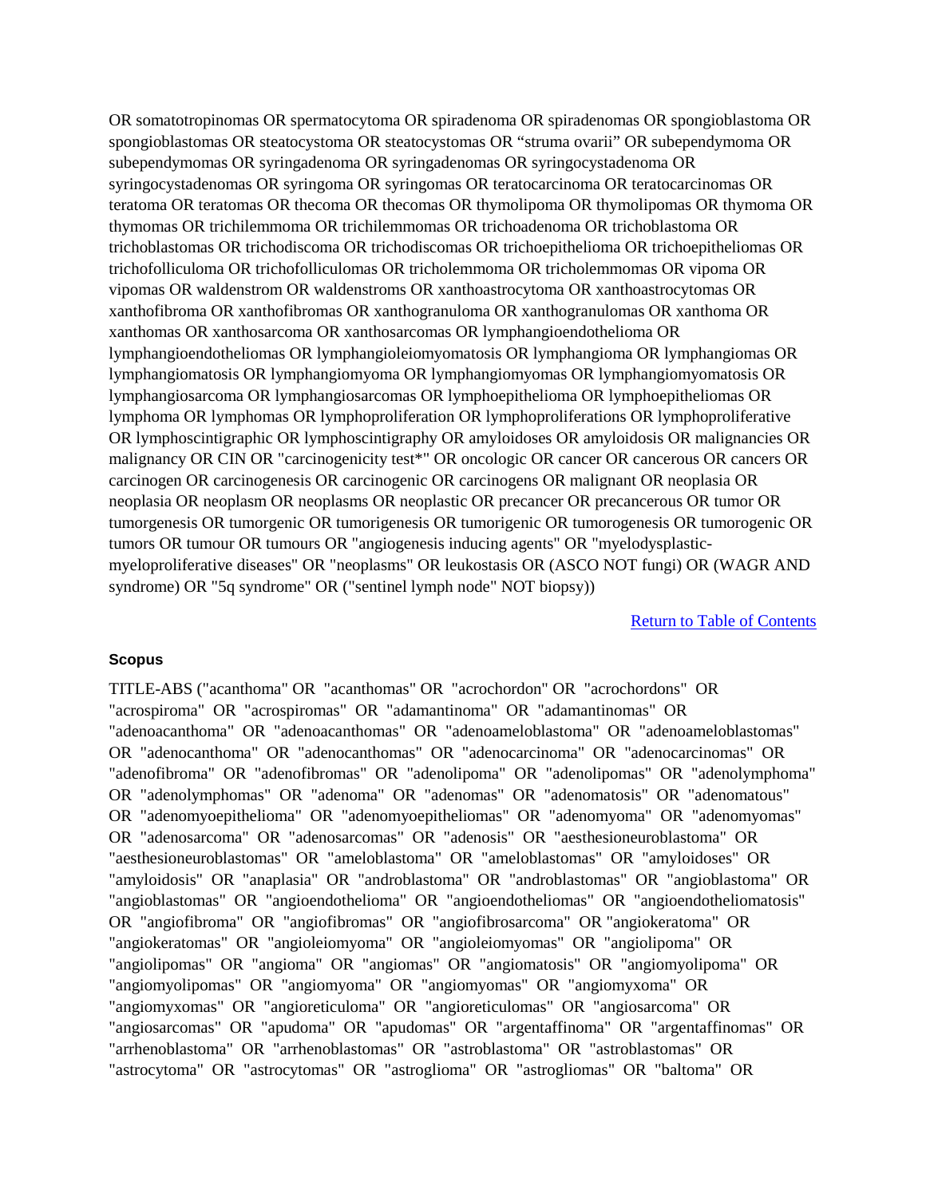OR somatotropinomas OR spermatocytoma OR spiradenoma OR spiradenomas OR spongioblastoma OR spongioblastomas OR steatocystoma OR steatocystomas OR “struma ovarii” OR subependymoma OR subependymomas OR syringadenoma OR syringadenomas OR syringocystadenoma OR syringocystadenomas OR syringoma OR syringomas OR teratocarcinoma OR teratocarcinomas OR teratoma OR teratomas OR thecoma OR thecomas OR thymolipoma OR thymolipomas OR thymoma OR thymomas OR trichilemmoma OR trichilemmomas OR trichoadenoma OR trichoblastoma OR trichoblastomas OR trichodiscoma OR trichodiscomas OR trichoepithelioma OR trichoepitheliomas OR trichofolliculoma OR trichofolliculomas OR tricholemmoma OR tricholemmomas OR vipoma OR vipomas OR waldenstrom OR waldenstroms OR xanthoastrocytoma OR xanthoastrocytomas OR xanthofibroma OR xanthofibromas OR xanthogranuloma OR xanthogranulomas OR xanthoma OR xanthomas OR xanthosarcoma OR xanthosarcomas OR lymphangioendothelioma OR lymphangioendotheliomas OR lymphangioleiomyomatosis OR lymphangioma OR lymphangiomas OR lymphangiomatosis OR lymphangiomyoma OR lymphangiomyomas OR lymphangiomyomatosis OR lymphangiosarcoma OR lymphangiosarcomas OR lymphoepithelioma OR lymphoepitheliomas OR lymphoma OR lymphomas OR lymphoproliferation OR lymphoproliferations OR lymphoproliferative OR lymphoscintigraphic OR lymphoscintigraphy OR amyloidoses OR amyloidosis OR malignancies OR malignancy OR CIN OR "carcinogenicity test*" OR oncologic OR cancer OR cancerous OR cancers OR carcinogen OR carcinogenesis OR carcinogenic OR carcinogens OR malignant OR neoplasia OR neoplasia OR neoplasm OR neoplasms OR neoplastic OR precancer OR precancerous OR tumor OR tumorgenesis OR tumorgenic OR tumorigenesis OR tumorigenic OR tumorogenesis OR tumorogenic OR tumors OR tumour OR tumours OR "angiogenesis inducing agents" OR "myelodysplastic-myeloproliferative diseases" OR "neoplasms" OR leukostasis OR (ASCO NOT fungi) OR (WAGR AND syndrome) OR "5q syndrome" OR ("sentinel lymph node" NOT biopsy))

Return to Table of Contents

**Scopus**

TITLE-ABS ("acanthoma" OR "acanthomas" OR "acrochordon" OR "acrochordons" OR "acrospiroma" OR "acrospiromas" OR "adamantinoma" OR "adamantinomas" OR "adenoacanthoma" OR "adenoacanthomas" OR "adenoameloblastoma" OR "adenoameloblastomas" OR "adenocanthoma" OR "adenocanthomas" OR "adenocarcinoma" OR "adenocarcinomas" OR "adenofibroma" OR "adenofibromas" OR "adenolipoma" OR "adenolipomas" OR "adenolymphoma" OR "adenolymphomas" OR "adenoma" OR "adenomas" OR "adenomatosis" OR "adenomatous" OR "adenomyoepithelioma" OR "adenomyoepitheliomas" OR "adenomyoma" OR "adenomyomas" OR "adenosarcoma" OR "adenosarcomas" OR "adenosis" OR "aesthesioneuroblastoma" OR "aesthesioneuroblastomas" OR "ameloblastoma" OR "ameloblastomas" OR "amyloidoses" OR "amyloidosis" OR "anaplasia" OR "androblastoma" OR "androblastomas" OR "angioblastoma" OR "angioblastomas" OR "angioendothelioma" OR "angioendotheliomas" OR "angioendotheliomatosis" OR "angiofibroma" OR "angiofibromas" OR "angiofibrosarcoma" OR "angiokeratoma" OR "angiokeratomas" OR "angioleiomyoma" OR "angioleiomyomas" OR "angiolipoma" OR "angiolipomas" OR "angioma" OR "angiomas" OR "angiomatosis" OR "angiomyolipoma" OR "angiomyolipomas" OR "angiomyoma" OR "angiomyomas" OR "angiomyxoma" OR "angiomyxomas" OR "angioreticuloma" OR "angioreticulomas" OR "angiosarcoma" OR "angiosarcomas" OR "apudoma" OR "apudomas" OR "argentaffinoma" OR "argentaffinomas" OR "arrhenoblastoma" OR "arrhenoblastomas" OR "astroblastoma" OR "astroblastomas" OR "astrocytoma" OR "astrocytomas" OR "astroglioma" OR "astrogliomas" OR "baltoma" OR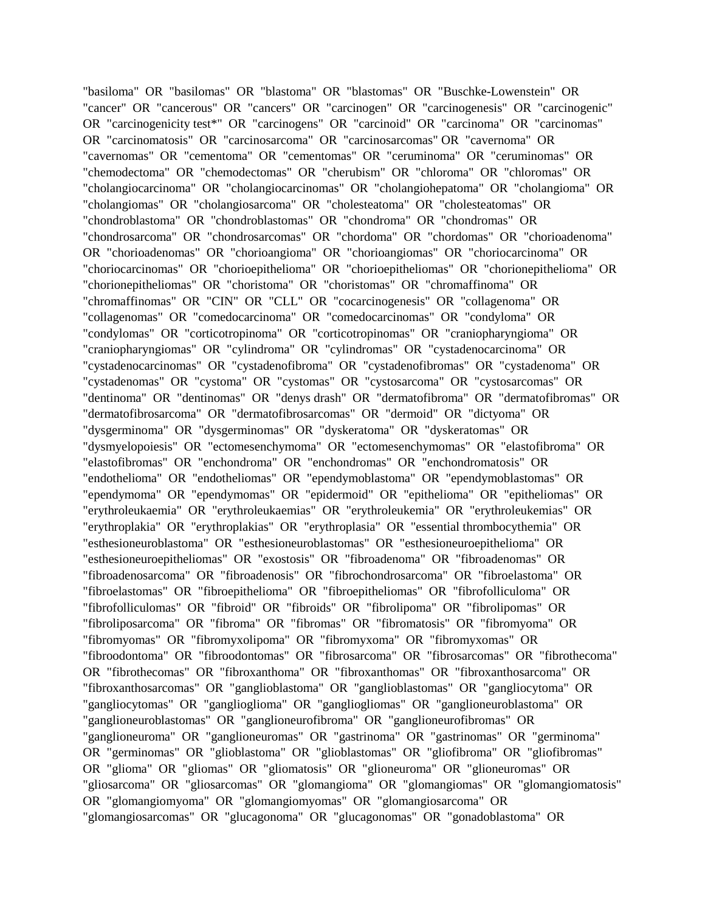"basiloma" OR "basilomas" OR "blastoma" OR "blastomas" OR "Buschke-Lowenstein" OR "cancer" OR "cancerous" OR "cancers" OR "carcinogen" OR "carcinogenesis" OR "carcinogenic" OR "carcinogenicity test*" OR "carcinogens" OR "carcinoid" OR "carcinoma" OR "carcinomas" OR "carcinomatosis" OR "carcinosarcoma" OR "carcinosarcomas" OR "cavernoma" OR "cavernomas" OR "cementoma" OR "cementomas" OR "ceruminoma" OR "ceruminomas" OR "chemodectoma" OR "chemodectomas" OR "cherubism" OR "chloroma" OR "chloromas" OR "cholangiocarcinoma" OR "cholangiocarcinomas" OR "cholangiohepatoma" OR "cholangioma" OR "cholangiomas" OR "cholangiosarcoma" OR "cholesteatoma" OR "cholesteatomas" OR "chondroblastoma" OR "chondroblastomas" OR "chondroma" OR "chondromas" OR "chondrosarcoma" OR "chondrosarcomas" OR "chordoma" OR "chordomas" OR "chorioadenoma" OR "chorioadenomas" OR "chorioangioma" OR "chorioangiomas" OR "choriocarcinoma" OR "choriocarcinomas" OR "chorioepithelioma" OR "chorioepitheliomas" OR "chorionepithelioma" OR "chorionepitheliomas" OR "choristoma" OR "choristomas" OR "chromaffinoma" OR "chromaffinomas" OR "CIN" OR "CLL" OR "cocarcinogenesis" OR "collagenoma" OR "collagenomas" OR "comedocarcinoma" OR "comedocarcinomas" OR "condyloma" OR "condylomas" OR "corticotropinoma" OR "corticotropinomas" OR "craniopharyngioma" OR "craniopharyngiomas" OR "cylindroma" OR "cylindromas" OR "cystadenocarcinoma" OR "cystadenocarcinomas" OR "cystadenofibroma" OR "cystadenofibromas" OR "cystadenoma" OR "cystadenomas" OR "cystoma" OR "cystomas" OR "cystosarcoma" OR "cystosarcomas" OR "dentinoma" OR "dentinomas" OR "denys drash" OR "dermatofibroma" OR "dermatofibromas" OR "dermatofibrosarcoma" OR "dermatofibrosarcomas" OR "dermoid" OR "dictyoma" OR "dysgerminoma" OR "dysgerminomas" OR "dyskeratoma" OR "dyskeratomas" OR "dysmyelopoiesis" OR "ectomesenchymoma" OR "ectomesenchymomas" OR "elastofibroma" OR "elastofibromas" OR "enchondroma" OR "enchondromas" OR "enchondromatosis" OR "endothelioma" OR "endotheliomas" OR "ependymoblastoma" OR "ependymoblastomas" OR "ependymoma" OR "ependymomas" OR "epidermoid" OR "epithelioma" OR "epitheliomas" OR "erythroleukaemia" OR "erythroleukaemias" OR "erythroleukemia" OR "erythroleukemias" OR "erythroplakia" OR "erythroplakias" OR "erythroplasia" OR "essential thrombocythemia" OR "esthesioneuroblastoma" OR "esthesioneuroblastomas" OR "esthesioneuroepithelioma" OR "esthesioneuroepitheliomas" OR "exostosis" OR "fibroadenoma" OR "fibroadenomas" OR "fibroadenosarcoma" OR "fibroadenosis" OR "fibrochondrosarcoma" OR "fibroelastoma" OR "fibroelastomas" OR "fibroepithelioma" OR "fibroepitheliomas" OR "fibrofolliculoma" OR "fibrofolliculomas" OR "fibroid" OR "fibroids" OR "fibrolipoma" OR "fibrolipomas" OR "fibroliposarcoma" OR "fibroma" OR "fibromas" OR "fibromatosis" OR "fibromyoma" OR "fibromyomas" OR "fibromyxolipoma" OR "fibromyxoma" OR "fibromyxomas" OR "fibroodontoma" OR "fibroodontomas" OR "fibrosarcoma" OR "fibrosarcomas" OR "fibrothecoma" OR "fibrothecomas" OR "fibroxanthoma" OR "fibroxanthomas" OR "fibroxanthosarcoma" OR "fibroxanthosarcomas" OR "ganglioblastoma" OR "ganglioblastomas" OR "gangliocytoma" OR "gangliocytomas" OR "ganglioglioma" OR "gangliogliomas" OR "ganglioneuroblastoma" OR "ganglioneuroblastomas" OR "ganglioneurofibroma" OR "ganglioneurofibromas" OR "ganglioneuroma" OR "ganglioneuromas" OR "gastrinoma" OR "gastrinomas" OR "germinoma" OR "germinomas" OR "glioblastoma" OR "glioblastomas" OR "gliofibroma" OR "gliofibromas" OR "glioma" OR "gliomas" OR "gliomatosis" OR "glioneuroma" OR "glioneuromas" OR "gliosarcoma" OR "gliosarcomas" OR "glomangioma" OR "glomangiomas" OR "glomangiomatosis" OR "glomangiomyoma" OR "glomangiomyomas" OR "glomangiosarcoma" OR "glomangiosarcomas" OR "glucagonoma" OR "glucagonomas" OR "gonadoblastoma" OR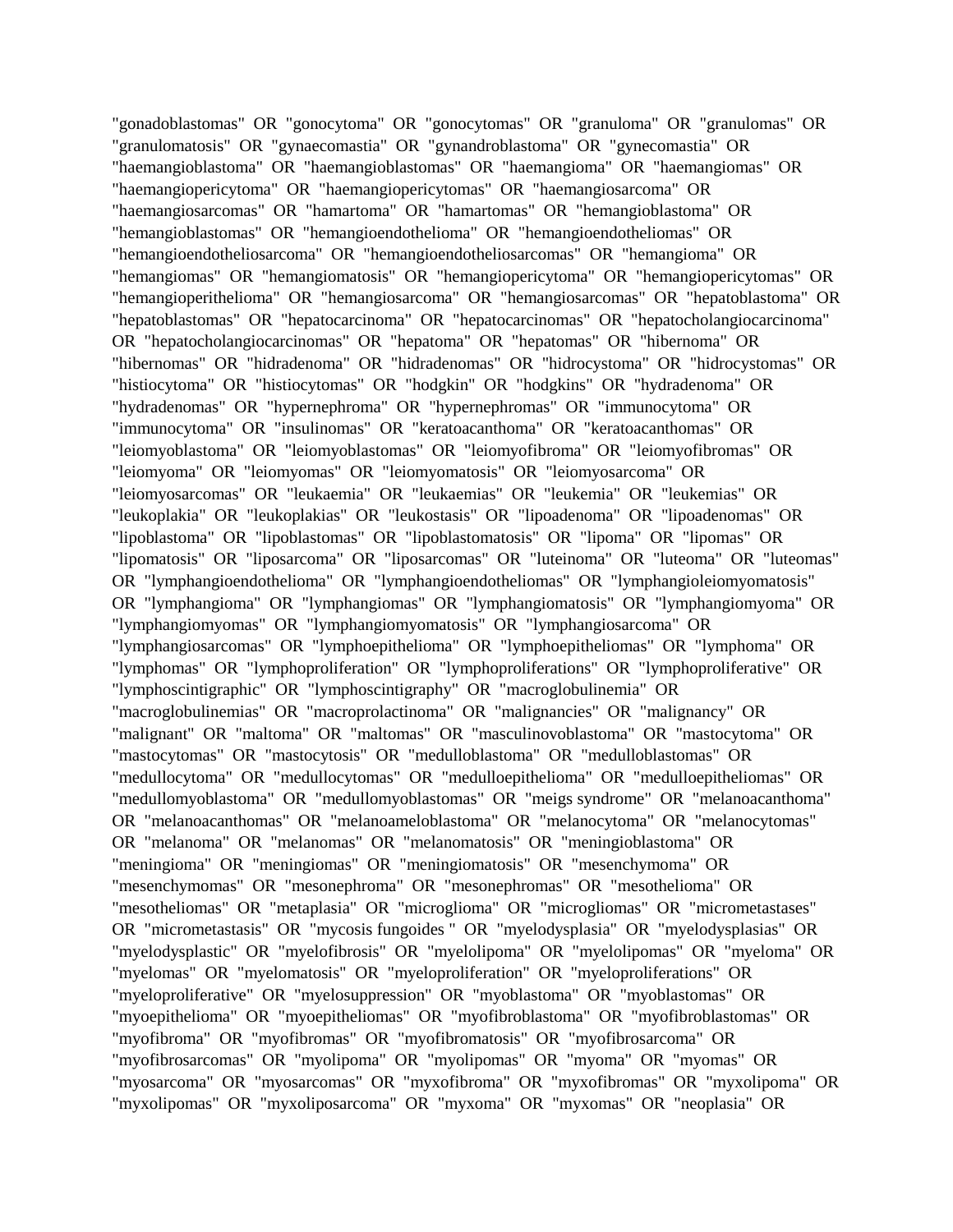"gonadoblastomas" OR "gonocytoma" OR "gonocytomas" OR "granuloma" OR "granulomas" OR "granulomatosis" OR "gynaecomastia" OR "gynandroblastoma" OR "gynecomastia" OR "haemangioblastoma" OR "haemangioblastomas" OR "haemangioma" OR "haemangiomas" OR "haemangiopericytoma" OR "haemangiopericytomas" OR "haemangiosarcoma" OR "haemangiosarcomas" OR "hamartoma" OR "hamartomas" OR "hemangioblastoma" OR "hemangioblastomas" OR "hemangioendothelioma" OR "hemangioendotheliomas" OR "hemangioendotheliosarcoma" OR "hemangioendotheliosarcomas" OR "hemangioma" OR "hemangiomas" OR "hemangiomatosis" OR "hemangiopericytoma" OR "hemangiopericytomas" OR "hemangioperithelioma" OR "hemangiosarcoma" OR "hemangiosarcomas" OR "hepatoblastoma" OR "hepatoblastomas" OR "hepatocarcinoma" OR "hepatocarcinomas" OR "hepatocholangiocarcinoma" OR "hepatocholangiocarcinomas" OR "hepatoma" OR "hepatomas" OR "hibernoma" OR "hibernomas" OR "hidradenoma" OR "hidradenomas" OR "hidrocystoma" OR "hidrocystomas" OR "histiocytoma" OR "histiocytomas" OR "hodgkin" OR "hodgkins" OR "hydradenoma" OR "hydradenomas" OR "hypernephroma" OR "hypernephromas" OR "immunocytoma" OR "immunocytoma" OR "insulinomas" OR "keratoacanthoma" OR "keratoacanthomas" OR "leiomyoblastoma" OR "leiomyoblastomas" OR "leiomyofibroma" OR "leiomyofibromas" OR "leiomyoma" OR "leiomyomas" OR "leiomyomatosis" OR "leiomyosarcoma" OR "leiomyosarcomas" OR "leukaemia" OR "leukaemias" OR "leukemia" OR "leukemias" OR "leukoplakia" OR "leukoplakias" OR "leukostasis" OR "lipoadenoma" OR "lipoadenomas" OR "lipoblastoma" OR "lipoblastomas" OR "lipoblastomatosis" OR "lipoma" OR "lipomas" OR "lipomatosis" OR "liposarcoma" OR "liposarcomas" OR "luteinoma" OR "luteoma" OR "luteomas" OR "lymphangioendothelioma" OR "lymphangioendotheliomas" OR "lymphangioleiomyomatosis" OR "lymphangioma" OR "lymphangiomas" OR "lymphangiomatosis" OR "lymphangiomyoma" OR "lymphangiomyomas" OR "lymphangiomyomatosis" OR "lymphangiosarcoma" OR "lymphangiosarcomas" OR "lymphoepithelioma" OR "lymphoepitheliomas" OR "lymphoma" OR "lymphomas" OR "lymphoproliferation" OR "lymphoproliferations" OR "lymphoproliferative" OR "lymphoscintigraphic" OR "lymphoscintigraphy" OR "macroglobulinemia" OR "macroglobulinemias" OR "macroprolactinoma" OR "malignancies" OR "malignancy" OR "malignant" OR "maltoma" OR "maltomas" OR "masculinovoblastoma" OR "mastocytoma" OR "mastocytomas" OR "mastocytosis" OR "medulloblastoma" OR "medulloblastomas" OR "medullocytoma" OR "medullocytomas" OR "medulloepithelioma" OR "medulloepitheliomas" OR "medullomyoblastoma" OR "medullomyoblastomas" OR "meigs syndrome" OR "melanoacanthoma" OR "melanoacanthomas" OR "melanoameloblastoma" OR "melanocytoma" OR "melanocytomas" OR "melanoma" OR "melanomas" OR "melanomatosis" OR "meningioblastoma" OR "meningioma" OR "meningiomas" OR "meningiomatosis" OR "mesenchymoma" OR "mesenchymomas" OR "mesonephroma" OR "mesonephromas" OR "mesothelioma" OR "mesotheliomas" OR "metaplasia" OR "microglioma" OR "microgliomas" OR "micrometastases" OR "micrometastasis" OR "mycosis fungoides " OR "myelodysplasia" OR "myelodysplasias" OR "myelodysplastic" OR "myelofibrosis" OR "myelolipoma" OR "myelolipomas" OR "myeloma" OR "myelomas" OR "myelomatosis" OR "myeloproliferation" OR "myeloproliferations" OR "myeloproliferative" OR "myelosuppression" OR "myoblastoma" OR "myoblastomas" OR "myoepithelioma" OR "myoepitheliomas" OR "myofibroblastoma" OR "myofibroblastomas" OR "myofibroma" OR "myofibromas" OR "myofibromatosis" OR "myofibrosarcoma" OR "myofibrosarcomas" OR "myolipoma" OR "myolipomas" OR "myoma" OR "myomas" OR "myosarcoma" OR "myosarcomas" OR "myxofibroma" OR "myxofibromas" OR "myxolipoma" OR "myxolipomas" OR "myxoliposarcoma" OR "myxoma" OR "myxomas" OR "neoplasia" OR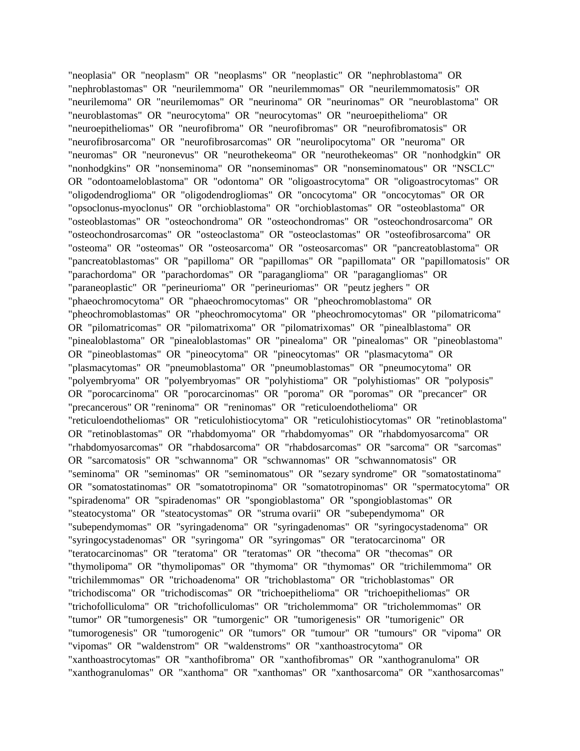"neoplasia" OR "neoplasm" OR "neoplasms" OR "neoplastic" OR "nephroblastoma" OR "nephroblastomas" OR "neurilemmoma" OR "neurilemmomas" OR "neurilemmomatosis" OR "neurilemoma" OR "neurilemomas" OR "neurinoma" OR "neurinomas" OR "neuroblastoma" OR "neuroblastomas" OR "neurocytoma" OR "neurocytomas" OR "neuroepithelioma" OR "neuroepitheliomas" OR "neurofibroma" OR "neurofibromas" OR "neurofibromatosis" OR "neurofibrosarcoma" OR "neurofibrosarcomas" OR "neurolipocytoma" OR "neuroma" OR "neuromas" OR "neuronevus" OR "neurothekeoma" OR "neurothekeomas" OR "nonhodgkin" OR "nonhodgkins" OR "nonseminoma" OR "nonseminomas" OR "nonseminomatous" OR "NSCLC" OR "odontoameloblastoma" OR "odontoma" OR "oligoastrocytoma" OR "oligoastrocytomas" OR "oligodendroglioma" OR "oligodendrogliomas" OR "oncocytoma" OR "oncocytomas" OR OR "opsoclonus-myoclonus" OR "orchioblastoma" OR "orchioblastomas" OR "osteoblastoma" OR "osteoblastomas" OR "osteochondroma" OR "osteochondromas" OR "osteochondrosarcoma" OR "osteochondrosarcomas" OR "osteoclastoma" OR "osteoclastomas" OR "osteofibrosarcoma" OR "osteoma" OR "osteomas" OR "osteosarcoma" OR "osteosarcomas" OR "pancreatoblastoma" OR "pancreatoblastomas" OR "papilloma" OR "papillomas" OR "papillomata" OR "papillomatosis" OR "parachordoma" OR "parachordomas" OR "paraganglioma" OR "paragangliomas" OR "paraneoplastic" OR "perineurioma" OR "perineuriomas" OR "peutz jeghers " OR "phaeochromocytoma" OR "phaeochromocytomas" OR "pheochromoblastoma" OR "pheochromoblastomas" OR "pheochromocytoma" OR "pheochromocytomas" OR "pilomatricoma" OR "pilomatricomas" OR "pilomatrixoma" OR "pilomatrixomas" OR "pinealblastoma" OR "pinealoblastoma" OR "pinealoblastomas" OR "pinealoma" OR "pinealomas" OR "pineoblastoma" OR "pineoblastomas" OR "pineocytoma" OR "pineocytomas" OR "plasmacytoma" OR "plasmacytomas" OR "pneumoblastoma" OR "pneumoblastomas" OR "pneumocytoma" OR "polyembryoma" OR "polyembryomas" OR "polyhistioma" OR "polyhistiomas" OR "polyposis" OR "porocarcinoma" OR "porocarcinomas" OR "poroma" OR "poromas" OR "precancer" OR "precancerous" OR "reninoma" OR "reninomas" OR "reticuloendothelioma" OR "reticuloendotheliomas" OR "reticulohistiocytoma" OR "reticulohistiocytomas" OR "retinoblastoma" OR "retinoblastomas" OR "rhabdomyoma" OR "rhabdomyomas" OR "rhabdomyosarcoma" OR "rhabdomyosarcomas" OR "rhabdosarcoma" OR "rhabdosarcomas" OR "sarcoma" OR "sarcomas" OR "sarcomatosis" OR "schwannoma" OR "schwannomas" OR "schwannomatosis" OR "seminoma" OR "seminomas" OR "seminomatous" OR "sezary syndrome" OR "somatostatinoma" OR "somatostatinomas" OR "somatotropinoma" OR "somatotropinomas" OR "spermatocytoma" OR "spiradenoma" OR "spiradenomas" OR "spongioblastoma" OR "spongioblastomas" OR "steatocystoma" OR "steatocystomas" OR "struma ovarii" OR "subependymoma" OR "subependymomas" OR "syringadenoma" OR "syringadenomas" OR "syringocystadenoma" OR "syringocystadenomas" OR "syringoma" OR "syringomas" OR "teratocarcinoma" OR "teratocarcinomas" OR "teratoma" OR "teratomas" OR "thecoma" OR "thecomas" OR "thymolipoma" OR "thymolipomas" OR "thymoma" OR "thymomas" OR "trichilemmoma" OR "trichilemmomas" OR "trichoadenoma" OR "trichoblastoma" OR "trichoblastomas" OR "trichodiscoma" OR "trichodiscomas" OR "trichoepithelioma" OR "trichoepitheliomas" OR "trichofolliculoma" OR "trichofolliculomas" OR "tricholemmoma" OR "tricholemmomas" OR "tumor" OR "tumorgenesis" OR "tumorgenic" OR "tumorigenesis" OR "tumorigenic" OR "tumorogenesis" OR "tumorogenic" OR "tumors" OR "tumour" OR "tumours" OR "vipoma" OR "vipomas" OR "waldenstrom" OR "waldenstroms" OR "xanthoastrocytoma" OR "xanthoastrocytomas" OR "xanthofibroma" OR "xanthofibromas" OR "xanthogranuloma" OR "xanthogranulomas" OR "xanthoma" OR "xanthomas" OR "xanthosarcoma" OR "xanthosarcomas"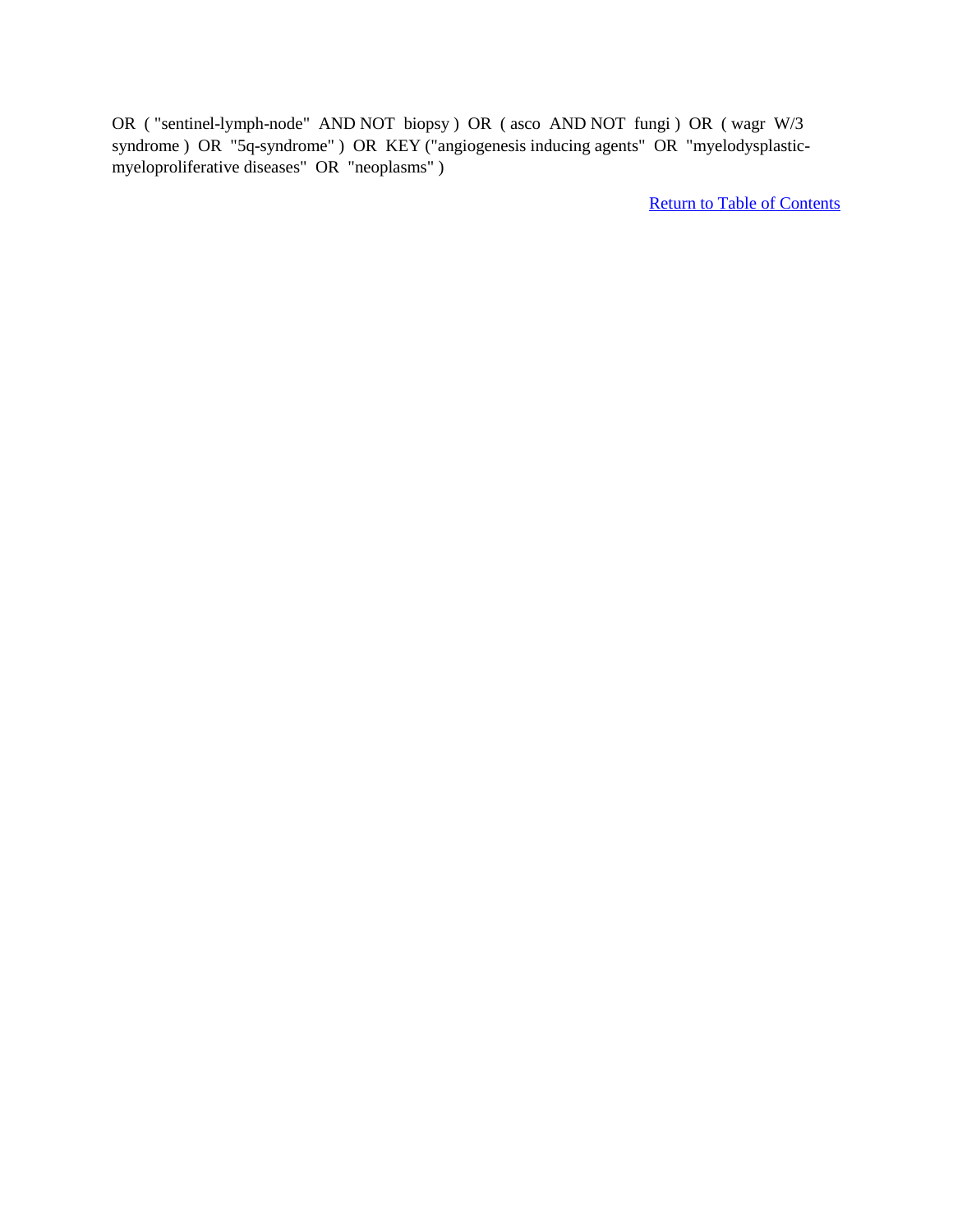OR ( "sentinel-lymph-node" AND NOT biopsy ) OR ( asco AND NOT fungi ) OR ( wagr W/3 syndrome ) OR "5q-syndrome" ) OR KEY ("angiogenesis inducing agents" OR "myelodysplastic-myeloproliferative diseases" OR "neoplasms" )

Return to Table of Contents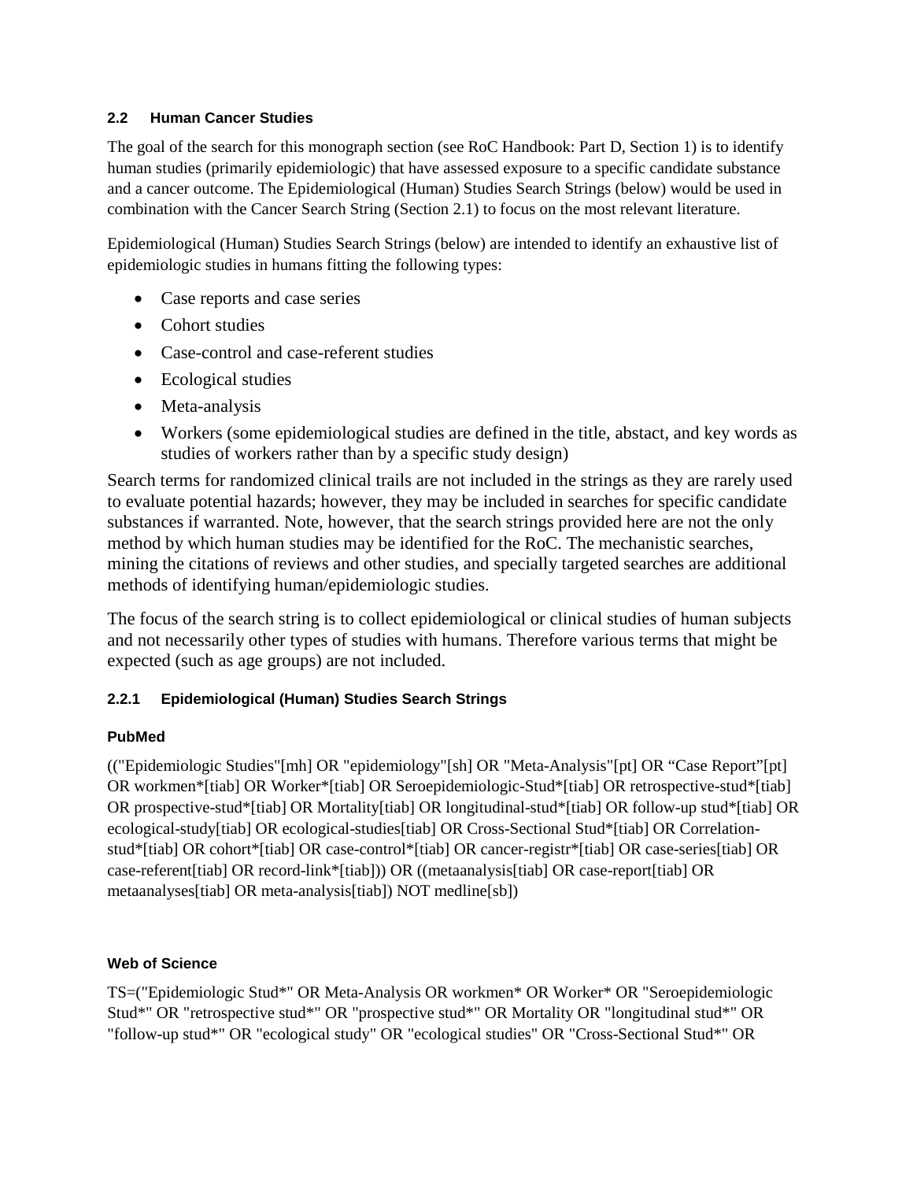### 2.2 Human Cancer Studies

The goal of the search for this monograph section (see RoC Handbook: Part D, Section 1) is to identify human studies (primarily epidemiologic) that have assessed exposure to a specific candidate substance and a cancer outcome. The Epidemiological (Human) Studies Search Strings (below) would be used in combination with the Cancer Search String (Section 2.1) to focus on the most relevant literature.

Epidemiological (Human) Studies Search Strings (below) are intended to identify an exhaustive list of epidemiologic studies in humans fitting the following types:

- Case reports and case series
- Cohort studies
- Case-control and case-referent studies
- Ecological studies
- Meta-analysis
- Workers (some epidemiological studies are defined in the title, abstact, and key words as studies of workers rather than by a specific study design)

Search terms for randomized clinical trails are not included in the strings as they are rarely used to evaluate potential hazards; however, they may be included in searches for specific candidate substances if warranted. Note, however, that the search strings provided here are not the only method by which human studies may be identified for the RoC. The mechanistic searches, mining the citations of reviews and other studies, and specially targeted searches are additional methods of identifying human/epidemiologic studies.

The focus of the search string is to collect epidemiological or clinical studies of human subjects and not necessarily other types of studies with humans. Therefore various terms that might be expected (such as age groups) are not included.

#### 2.2.1 Epidemiological (Human) Studies Search Strings

**PubMed**

(("Epidemiologic Studies"[mh] OR "epidemiology"[sh] OR "Meta-Analysis"[pt] OR “Case Report”[pt] OR workmen*[tiab] OR Worker*[tiab] OR Seroepidemiologic-Stud*[tiab] OR retrospective-stud*[tiab] OR prospective-stud*[tiab] OR Mortality[tiab] OR longitudinal-stud*[tiab] OR follow-up stud*[tiab] OR ecological-study[tiab] OR ecological-studies[tiab] OR Cross-Sectional Stud*[tiab] OR Correlation-stud*[tiab] OR cohort*[tiab] OR case-control*[tiab] OR cancer-registr*[tiab] OR case-series[tiab] OR case-referent[tiab] OR record-link*[tiab])) OR ((metaanalysis[tiab] OR case-report[tiab] OR metaanalyses[tiab] OR meta-analysis[tiab]) NOT medline[sb])

**Web of Science**

TS=("Epidemiologic Stud*" OR Meta-Analysis OR workmen* OR Worker* OR "Seroepidemiologic Stud*" OR "retrospective stud*" OR "prospective stud*" OR Mortality OR "longitudinal stud*" OR "follow-up stud*" OR "ecological study" OR "ecological studies" OR "Cross-Sectional Stud*" OR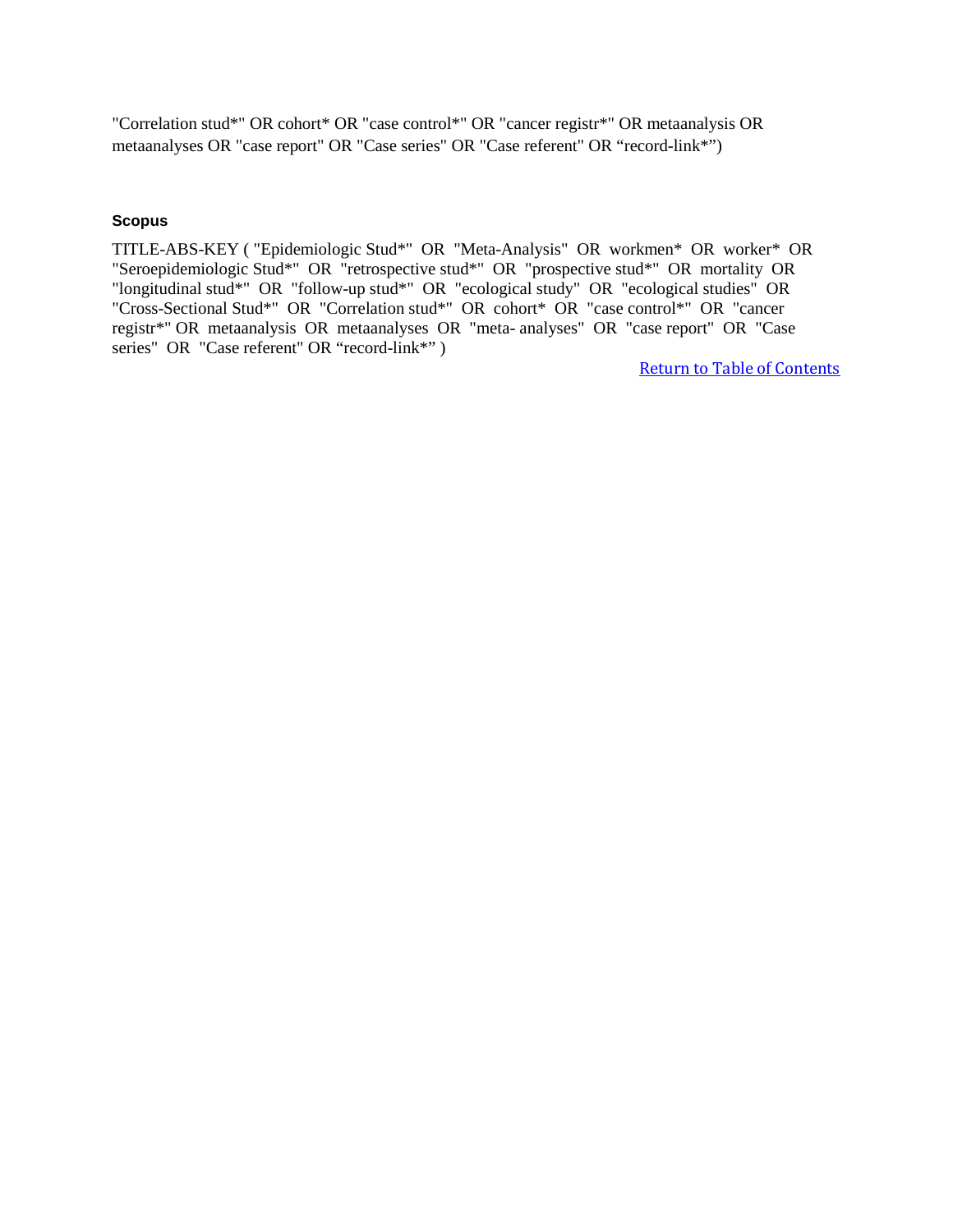"Correlation stud*" OR cohort* OR "case control*" OR "cancer registr*" OR metaanalysis OR metaanalyses OR "case report" OR "Case series" OR "Case referent" OR “record-link*”)

### Scopus

TITLE-ABS-KEY ( "Epidemiologic Stud*" OR "Meta-Analysis" OR workmen* OR worker* OR "Seroepidemiologic Stud*" OR "retrospective stud*" OR "prospective stud*" OR mortality OR "longitudinal stud*" OR "follow-up stud*" OR "ecological study" OR "ecological studies" OR "Cross-Sectional Stud*" OR "Correlation stud*" OR cohort* OR "case control*" OR "cancer registr*" OR metaanalysis OR metaanalyses OR "meta- analyses" OR "case report" OR "Case series" OR "Case referent" OR “record-link*” )

Return to Table of Contents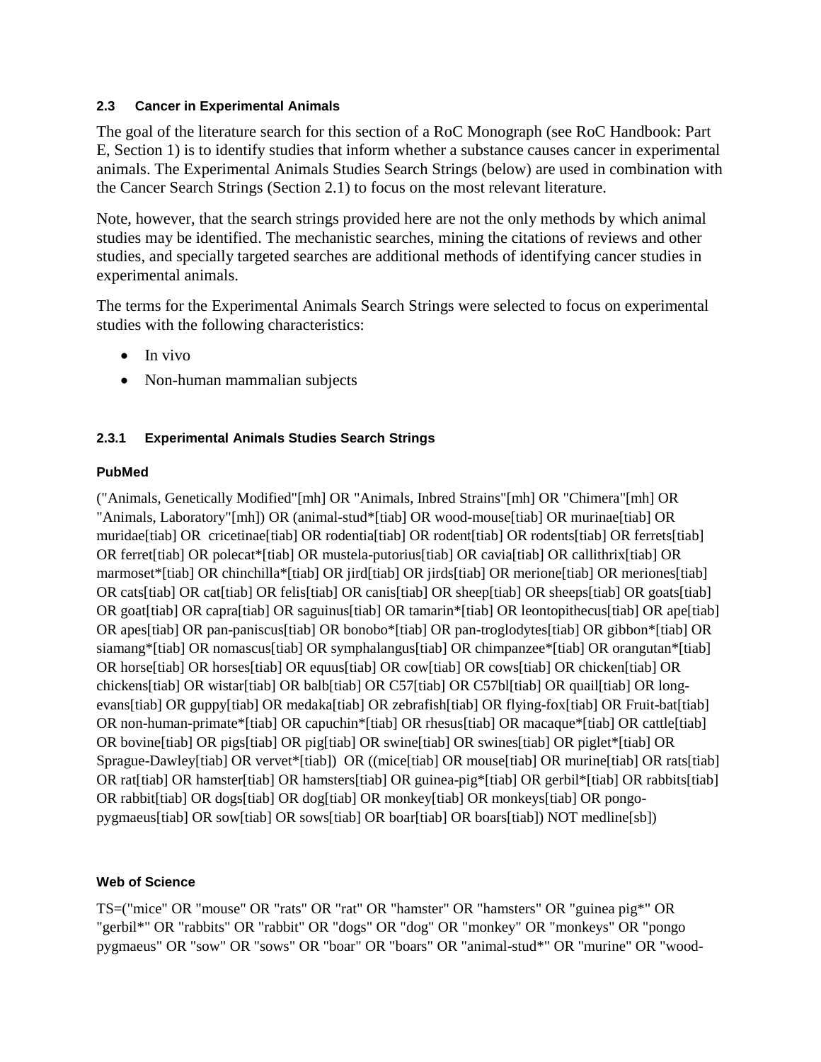### 2.3 Cancer in Experimental Animals

The goal of the literature search for this section of a RoC Monograph (see RoC Handbook: Part E, Section 1) is to identify studies that inform whether a substance causes cancer in experimental animals. The Experimental Animals Studies Search Strings (below) are used in combination with the Cancer Search Strings (Section 2.1) to focus on the most relevant literature.

Note, however, that the search strings provided here are not the only methods by which animal studies may be identified. The mechanistic searches, mining the citations of reviews and other studies, and specially targeted searches are additional methods of identifying cancer studies in experimental animals.

The terms for the Experimental Animals Search Strings were selected to focus on experimental studies with the following characteristics:

- In vivo
- Non-human mammalian subjects

#### 2.3.1 Experimental Animals Studies Search Strings

**PubMed**

("Animals, Genetically Modified"[mh] OR "Animals, Inbred Strains"[mh] OR "Chimera"[mh] OR "Animals, Laboratory"[mh]) OR (animal-stud*[tiab] OR wood-mouse[tiab] OR murinae[tiab] OR muridae[tiab] OR cricetinae[tiab] OR rodentia[tiab] OR rodent[tiab] OR rodents[tiab] OR ferrets[tiab] OR ferret[tiab] OR polecat*[tiab] OR mustela-putorius[tiab] OR cavia[tiab] OR callithrix[tiab] OR marmoset*[tiab] OR chinchilla*[tiab] OR jird[tiab] OR jirds[tiab] OR merione[tiab] OR meriones[tiab] OR cats[tiab] OR cat[tiab] OR felis[tiab] OR canis[tiab] OR sheep[tiab] OR sheeps[tiab] OR goats[tiab] OR goat[tiab] OR capra[tiab] OR saguinus[tiab] OR tamarin*[tiab] OR leontopithecus[tiab] OR ape[tiab] OR apes[tiab] OR pan-paniscus[tiab] OR bonobo*[tiab] OR pan-troglodytes[tiab] OR gibbon*[tiab] OR siamang*[tiab] OR nomascus[tiab] OR symphalangus[tiab] OR chimpanzee*[tiab] OR orangutan*[tiab] OR horse[tiab] OR horses[tiab] OR equus[tiab] OR cow[tiab] OR cows[tiab] OR chicken[tiab] OR chickens[tiab] OR wistar[tiab] OR balb[tiab] OR C57[tiab] OR C57bl[tiab] OR quail[tiab] OR long-evans[tiab] OR guppy[tiab] OR medaka[tiab] OR zebrafish[tiab] OR flying-fox[tiab] OR Fruit-bat[tiab] OR non-human-primate*[tiab] OR capuchin*[tiab] OR rhesus[tiab] OR macaque*[tiab] OR cattle[tiab] OR bovine[tiab] OR pigs[tiab] OR pig[tiab] OR swine[tiab] OR swines[tiab] OR piglet*[tiab] OR Sprague-Dawley[tiab] OR vervet*[tiab]) OR ((mice[tiab] OR mouse[tiab] OR murine[tiab] OR rats[tiab] OR rat[tiab] OR hamster[tiab] OR hamsters[tiab] OR guinea-pig*[tiab] OR gerbil*[tiab] OR rabbits[tiab] OR rabbit[tiab] OR dogs[tiab] OR dog[tiab] OR monkey[tiab] OR monkeys[tiab] OR pongo-pygmaeus[tiab] OR sow[tiab] OR sows[tiab] OR boar[tiab] OR boars[tiab]) NOT medline[sb])

**Web of Science**

TS=("mice" OR "mouse" OR "rats" OR "rat" OR "hamster" OR "hamsters" OR "guinea pig*" OR "gerbil*" OR "rabbits" OR "rabbit" OR "dogs" OR "dog" OR "monkey" OR "monkeys" OR "pongo pygmaeus" OR "sow" OR "sows" OR "boar" OR "boars" OR "animal-stud*" OR "murine" OR "wood-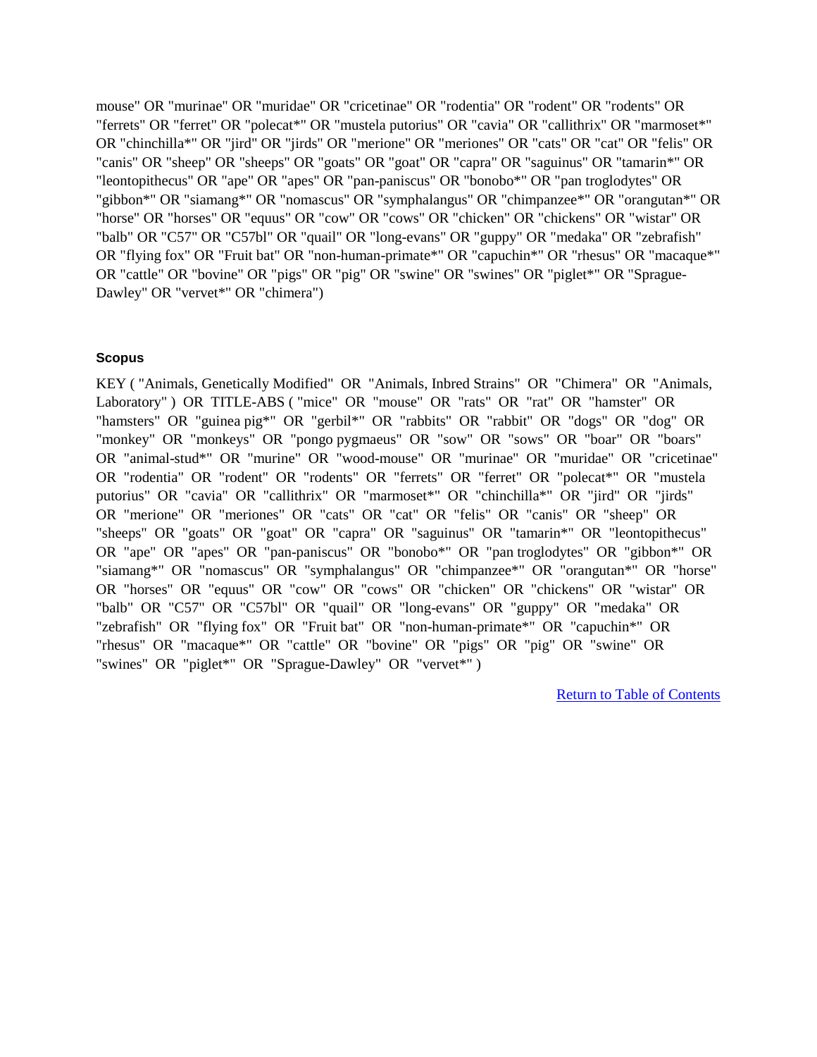mouse" OR "murinae" OR "muridae" OR "cricetinae" OR "rodentia" OR "rodent" OR "rodents" OR "ferrets" OR "ferret" OR "polecat*" OR "mustela putorius" OR "cavia" OR "callithrix" OR "marmoset*" OR "chinchilla*" OR "jird" OR "jirds" OR "merione" OR "meriones" OR "cats" OR "cat" OR "felis" OR "canis" OR "sheep" OR "sheeps" OR "goats" OR "goat" OR "capra" OR "saguinus" OR "tamarin*" OR "leontopithecus" OR "ape" OR "apes" OR "pan-paniscus" OR "bonobo*" OR "pan troglodytes" OR "gibbon*" OR "siamang*" OR "nomascus" OR "symphalangus" OR "chimpanzee*" OR "orangutan*" OR "horse" OR "horses" OR "equus" OR "cow" OR "cows" OR "chicken" OR "chickens" OR "wistar" OR "balb" OR "C57" OR "C57bl" OR "quail" OR "long-evans" OR "guppy" OR "medaka" OR "zebrafish" OR "flying fox" OR "Fruit bat" OR "non-human-primate*" OR "capuchin*" OR "rhesus" OR "macaque*" OR "cattle" OR "bovine" OR "pigs" OR "pig" OR "swine" OR "swines" OR "piglet*" OR "Sprague-Dawley" OR "vervet*" OR "chimera")

#### Scopus

KEY ( "Animals, Genetically Modified" OR "Animals, Inbred Strains" OR "Chimera" OR "Animals, Laboratory" ) OR TITLE-ABS ( "mice" OR "mouse" OR "rats" OR "rat" OR "hamster" OR "hamsters" OR "guinea pig*" OR "gerbil*" OR "rabbits" OR "rabbit" OR "dogs" OR "dog" OR "monkey" OR "monkeys" OR "pongo pygmaeus" OR "sow" OR "sows" OR "boar" OR "boars" OR "animal-stud*" OR "murine" OR "wood-mouse" OR "murinae" OR "muridae" OR "cricetinae" OR "rodentia" OR "rodent" OR "rodents" OR "ferrets" OR "ferret" OR "polecat*" OR "mustela putorius" OR "cavia" OR "callithrix" OR "marmoset*" OR "chinchilla*" OR "jird" OR "jirds" OR "merione" OR "meriones" OR "cats" OR "cat" OR "felis" OR "canis" OR "sheep" OR "sheeps" OR "goats" OR "goat" OR "capra" OR "saguinus" OR "tamarin*" OR "leontopithecus" OR "ape" OR "apes" OR "pan-paniscus" OR "bonobo*" OR "pan troglodytes" OR "gibbon*" OR "siamang*" OR "nomascus" OR "symphalangus" OR "chimpanzee*" OR "orangutan*" OR "horse" OR "horses" OR "equus" OR "cow" OR "cows" OR "chicken" OR "chickens" OR "wistar" OR "balb" OR "C57" OR "C57bl" OR "quail" OR "long-evans" OR "guppy" OR "medaka" OR "zebrafish" OR "flying fox" OR "Fruit bat" OR "non-human-primate*" OR "capuchin*" OR "rhesus" OR "macaque*" OR "cattle" OR "bovine" OR "pigs" OR "pig" OR "swine" OR "swines" OR "piglet*" OR "Sprague-Dawley" OR "vervet*" )

Return to Table of Contents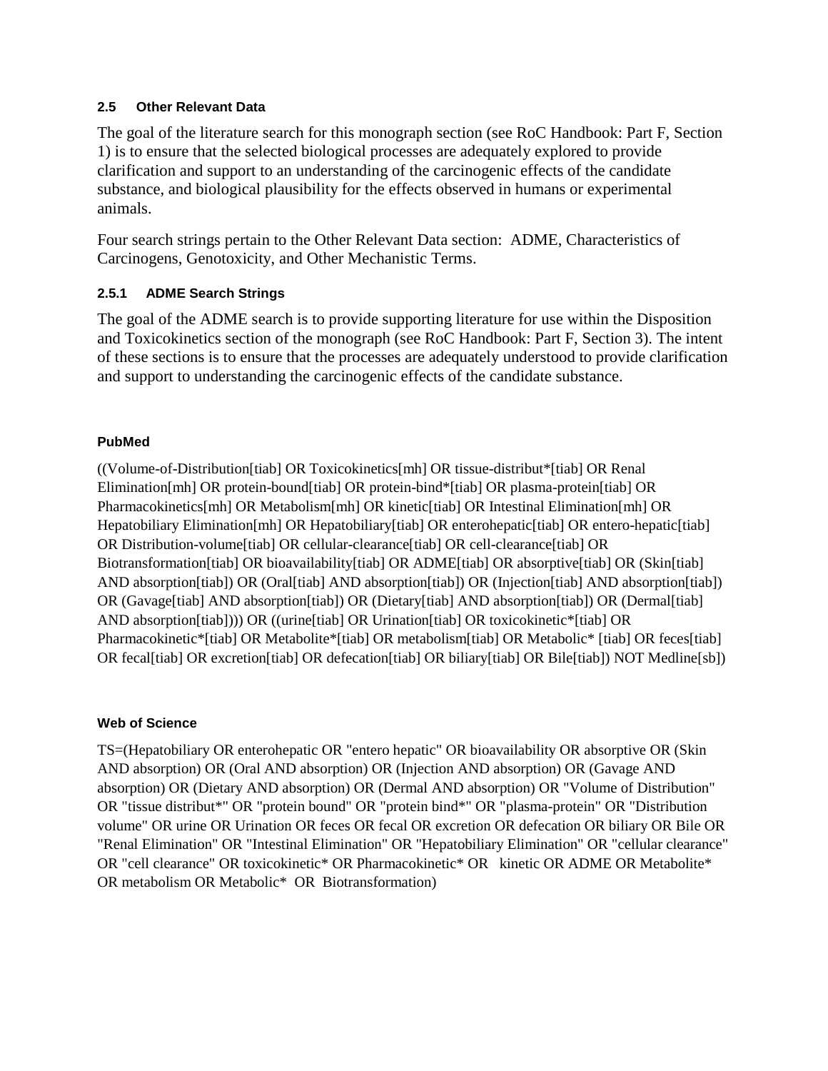### 2.5 Other Relevant Data

The goal of the literature search for this monograph section (see RoC Handbook: Part F, Section 1) is to ensure that the selected biological processes are adequately explored to provide clarification and support to an understanding of the carcinogenic effects of the candidate substance, and biological plausibility for the effects observed in humans or experimental animals.

Four search strings pertain to the Other Relevant Data section: ADME, Characteristics of Carcinogens, Genotoxicity, and Other Mechanistic Terms.

#### 2.5.1 ADME Search Strings

The goal of the ADME search is to provide supporting literature for use within the Disposition and Toxicokinetics section of the monograph (see RoC Handbook: Part F, Section 3). The intent of these sections is to ensure that the processes are adequately understood to provide clarification and support to understanding the carcinogenic effects of the candidate substance.

**PubMed**

((Volume-of-Distribution[tiab] OR Toxicokinetics[mh] OR tissue-distribut*[tiab] OR Renal Elimination[mh] OR protein-bound[tiab] OR protein-bind*[tiab] OR plasma-protein[tiab] OR Pharmacokinetics[mh] OR Metabolism[mh] OR kinetic[tiab] OR Intestinal Elimination[mh] OR Hepatobiliary Elimination[mh] OR Hepatobiliary[tiab] OR enterohepatic[tiab] OR entero-hepatic[tiab] OR Distribution-volume[tiab] OR cellular-clearance[tiab] OR cell-clearance[tiab] OR Biotransformation[tiab] OR bioavailability[tiab] OR ADME[tiab] OR absorptive[tiab] OR (Skin[tiab] AND absorption[tiab]) OR (Oral[tiab] AND absorption[tiab]) OR (Injection[tiab] AND absorption[tiab]) OR (Gavage[tiab] AND absorption[tiab]) OR (Dietary[tiab] AND absorption[tiab]) OR (Dermal[tiab] AND absorption[tiab]))) OR ((urine[tiab] OR Urination[tiab] OR toxicokinetic*[tiab] OR Pharmacokinetic*[tiab] OR Metabolite*[tiab] OR metabolism[tiab] OR Metabolic* [tiab] OR feces[tiab] OR fecal[tiab] OR excretion[tiab] OR defecation[tiab] OR biliary[tiab] OR Bile[tiab]) NOT Medline[sb])

**Web of Science**

TS=(Hepatobiliary OR enterohepatic OR "entero hepatic" OR bioavailability OR absorptive OR (Skin AND absorption) OR (Oral AND absorption) OR (Injection AND absorption) OR (Gavage AND absorption) OR (Dietary AND absorption) OR (Dermal AND absorption) OR "Volume of Distribution" OR "tissue distribut*" OR "protein bound" OR "protein bind*" OR "plasma-protein" OR "Distribution volume" OR urine OR Urination OR feces OR fecal OR excretion OR defecation OR biliary OR Bile OR "Renal Elimination" OR "Intestinal Elimination" OR "Hepatobiliary Elimination" OR "cellular clearance" OR "cell clearance" OR toxicokinetic* OR Pharmacokinetic* OR kinetic OR ADME OR Metabolite* OR metabolism OR Metabolic* OR Biotransformation)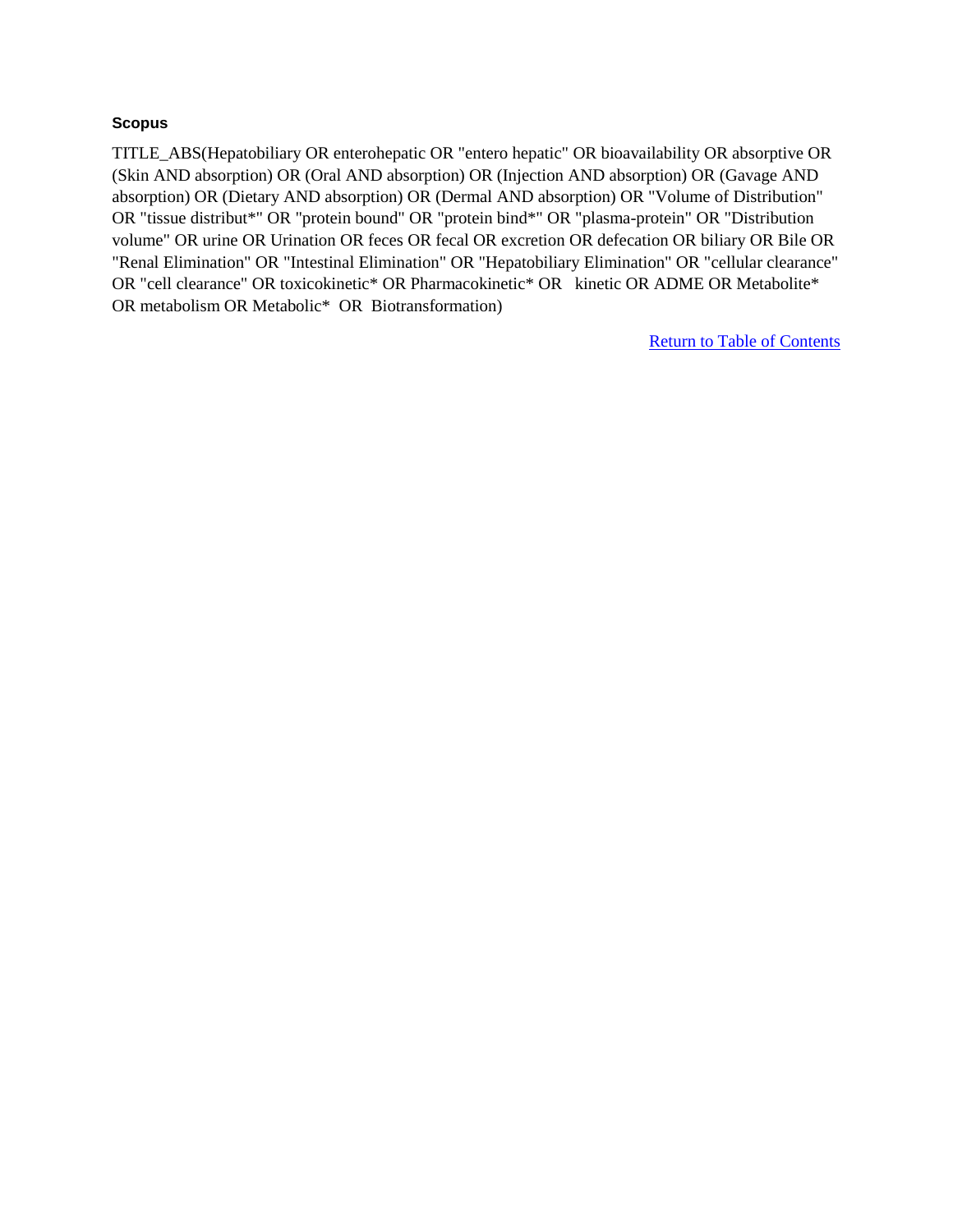**Scopus**

TITLE_ABS(Hepatobiliary OR enterohepatic OR "entero hepatic" OR bioavailability OR absorptive OR (Skin AND absorption) OR (Oral AND absorption) OR (Injection AND absorption) OR (Gavage AND absorption) OR (Dietary AND absorption) OR (Dermal AND absorption) OR "Volume of Distribution" OR "tissue distribut*" OR "protein bound" OR "protein bind*" OR "plasma-protein" OR "Distribution volume" OR urine OR Urination OR feces OR fecal OR excretion OR defecation OR biliary OR Bile OR "Renal Elimination" OR "Intestinal Elimination" OR "Hepatobiliary Elimination" OR "cellular clearance" OR "cell clearance" OR toxicokinetic* OR Pharmacokinetic* OR kinetic OR ADME OR Metabolite* OR metabolism OR Metabolic* OR Biotransformation)

Return to Table of Contents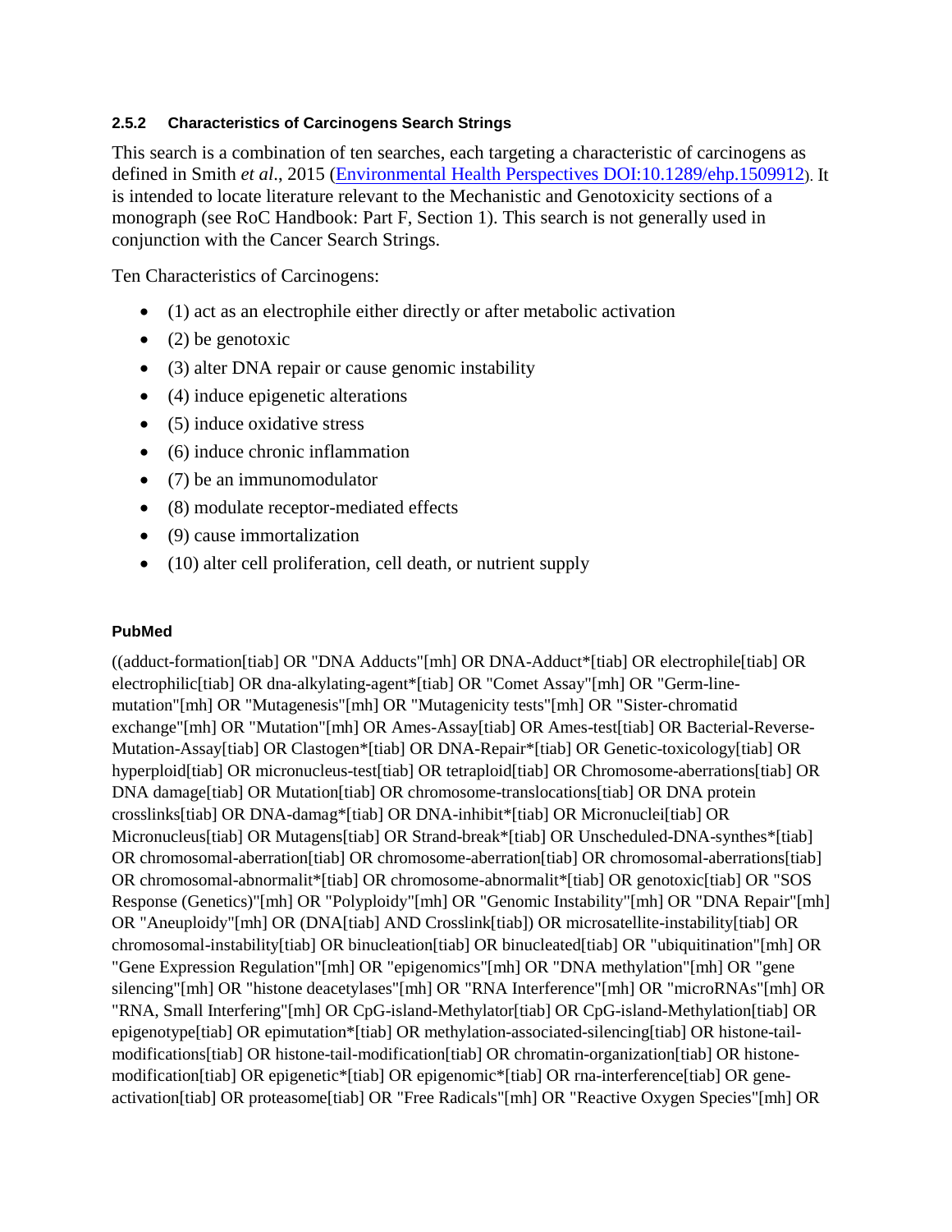### 2.5.2 Characteristics of Carcinogens Search Strings

This search is a combination of ten searches, each targeting a characteristic of carcinogens as defined in Smith *et al*., 2015 (Environmental Health Perspectives DOI:10.1289/ehp.1509912). It is intended to locate literature relevant to the Mechanistic and Genotoxicity sections of a monograph (see RoC Handbook: Part F, Section 1). This search is not generally used in conjunction with the Cancer Search Strings.

Ten Characteristics of Carcinogens:

- (1) act as an electrophile either directly or after metabolic activation
- (2) be genotoxic
- (3) alter DNA repair or cause genomic instability
- (4) induce epigenetic alterations
- (5) induce oxidative stress
- (6) induce chronic inflammation
- (7) be an immunomodulator
- (8) modulate receptor-mediated effects
- (9) cause immortalization
- (10) alter cell proliferation, cell death, or nutrient supply

#### PubMed

((adduct-formation[tiab] OR "DNA Adducts"[mh] OR DNA-Adduct*[tiab] OR electrophile[tiab] OR electrophilic[tiab] OR dna-alkylating-agent*[tiab] OR "Comet Assay"[mh] OR "Germ-line-mutation"[mh] OR "Mutagenesis"[mh] OR "Mutagenicity tests"[mh] OR "Sister-chromatid exchange"[mh] OR "Mutation"[mh] OR Ames-Assay[tiab] OR Ames-test[tiab] OR Bacterial-Reverse-Mutation-Assay[tiab] OR Clastogen*[tiab] OR DNA-Repair*[tiab] OR Genetic-toxicology[tiab] OR hyperploid[tiab] OR micronucleus-test[tiab] OR tetraploid[tiab] OR Chromosome-aberrations[tiab] OR DNA damage[tiab] OR Mutation[tiab] OR chromosome-translocations[tiab] OR DNA protein crosslinks[tiab] OR DNA-damag*[tiab] OR DNA-inhibit*[tiab] OR Micronuclei[tiab] OR Micronucleus[tiab] OR Mutagens[tiab] OR Strand-break*[tiab] OR Unscheduled-DNA-synthes*[tiab] OR chromosomal-aberration[tiab] OR chromosome-aberration[tiab] OR chromosomal-aberrations[tiab] OR chromosomal-abnormalit*[tiab] OR chromosome-abnormalit*[tiab] OR genotoxic[tiab] OR "SOS Response (Genetics)"[mh] OR "Polyploidy"[mh] OR "Genomic Instability"[mh] OR "DNA Repair"[mh] OR "Aneuploidy"[mh] OR (DNA[tiab] AND Crosslink[tiab]) OR microsatellite-instability[tiab] OR chromosomal-instability[tiab] OR binucleation[tiab] OR binucleated[tiab] OR "ubiquitination"[mh] OR "Gene Expression Regulation"[mh] OR "epigenomics"[mh] OR "DNA methylation"[mh] OR "gene silencing"[mh] OR "histone deacetylases"[mh] OR "RNA Interference"[mh] OR "microRNAs"[mh] OR "RNA, Small Interfering"[mh] OR CpG-island-Methylator[tiab] OR CpG-island-Methylation[tiab] OR epigenotype[tiab] OR epimutation*[tiab] OR methylation-associated-silencing[tiab] OR histone-tail-modifications[tiab] OR histone-tail-modification[tiab] OR chromatin-organization[tiab] OR histone-modification[tiab] OR epigenetic*[tiab] OR epigenomic*[tiab] OR rna-interference[tiab] OR gene-activation[tiab] OR proteasome[tiab] OR "Free Radicals"[mh] OR "Reactive Oxygen Species"[mh] OR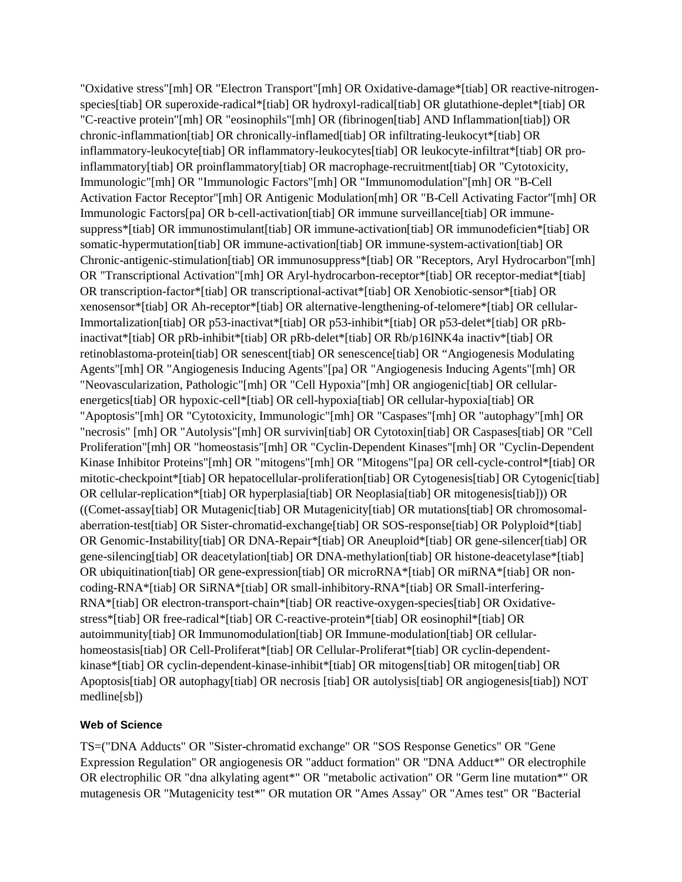"Oxidative stress"[mh] OR "Electron Transport"[mh] OR Oxidative-damage*[tiab] OR reactive-nitrogen-species[tiab] OR superoxide-radical*[tiab] OR hydroxyl-radical[tiab] OR glutathione-deplet*[tiab] OR "C-reactive protein"[mh] OR "eosinophils"[mh] OR (fibrinogen[tiab] AND Inflammation[tiab]) OR chronic-inflammation[tiab] OR chronically-inflamed[tiab] OR infiltrating-leukocyt*[tiab] OR inflammatory-leukocyte[tiab] OR inflammatory-leukocytes[tiab] OR leukocyte-infiltrat*[tiab] OR pro-inflammatory[tiab] OR proinflammatory[tiab] OR macrophage-recruitment[tiab] OR "Cytotoxicity, Immunologic"[mh] OR "Immunologic Factors"[mh] OR "Immunomodulation"[mh] OR "B-Cell Activation Factor Receptor"[mh] OR Antigenic Modulation[mh] OR "B-Cell Activating Factor"[mh] OR Immunologic Factors[pa] OR b-cell-activation[tiab] OR immune surveillance[tiab] OR immune-suppress*[tiab] OR immunostimulant[tiab] OR immune-activation[tiab] OR immunodeficien*[tiab] OR somatic-hypermutation[tiab] OR immune-activation[tiab] OR immune-system-activation[tiab] OR Chronic-antigenic-stimulation[tiab] OR immunosuppress*[tiab] OR "Receptors, Aryl Hydrocarbon"[mh] OR "Transcriptional Activation"[mh] OR Aryl-hydrocarbon-receptor*[tiab] OR receptor-mediat*[tiab] OR transcription-factor*[tiab] OR transcriptional-activat*[tiab] OR Xenobiotic-sensor*[tiab] OR xenosensor*[tiab] OR Ah-receptor*[tiab] OR alternative-lengthening-of-telomere*[tiab] OR cellular-Immortalization[tiab] OR p53-inactivat*[tiab] OR p53-inhibit*[tiab] OR p53-delet*[tiab] OR pRb-inactivat*[tiab] OR pRb-inhibit*[tiab] OR pRb-delet*[tiab] OR Rb/p16INK4a inactiv*[tiab] OR retinoblastoma-protein[tiab] OR senescent[tiab] OR senescence[tiab] OR "Angiogenesis Modulating Agents"[mh] OR "Angiogenesis Inducing Agents"[pa] OR "Angiogenesis Inducing Agents"[mh] OR "Neovascularization, Pathologic"[mh] OR "Cell Hypoxia"[mh] OR angiogenic[tiab] OR cellular-energetics[tiab] OR hypoxic-cell*[tiab] OR cell-hypoxia[tiab] OR cellular-hypoxia[tiab] OR "Apoptosis"[mh] OR "Cytotoxicity, Immunologic"[mh] OR "Caspases"[mh] OR "autophagy"[mh] OR "necrosis" [mh] OR "Autolysis"[mh] OR survivin[tiab] OR Cytotoxin[tiab] OR Caspases[tiab] OR "Cell Proliferation"[mh] OR "homeostasis"[mh] OR "Cyclin-Dependent Kinases"[mh] OR "Cyclin-Dependent Kinase Inhibitor Proteins"[mh] OR "mitogens"[mh] OR "Mitogens"[pa] OR cell-cycle-control*[tiab] OR mitotic-checkpoint*[tiab] OR hepatocellular-proliferation[tiab] OR Cytogenesis[tiab] OR Cytogenic[tiab] OR cellular-replication*[tiab] OR hyperplasia[tiab] OR Neoplasia[tiab] OR mitogenesis[tiab])) OR ((Comet-assay[tiab] OR Mutagenic[tiab] OR Mutagenicity[tiab] OR mutations[tiab] OR chromosomal-aberration-test[tiab] OR Sister-chromatid-exchange[tiab] OR SOS-response[tiab] OR Polyploid*[tiab] OR Genomic-Instability[tiab] OR DNA-Repair*[tiab] OR Aneuploid*[tiab] OR gene-silencer[tiab] OR gene-silencing[tiab] OR deacetylation[tiab] OR DNA-methylation[tiab] OR histone-deacetylase*[tiab] OR ubiquitination[tiab] OR gene-expression[tiab] OR microRNA*[tiab] OR miRNA*[tiab] OR non-coding-RNA*[tiab] OR SiRNA*[tiab] OR small-inhibitory-RNA*[tiab] OR Small-interfering-RNA*[tiab] OR electron-transport-chain*[tiab] OR reactive-oxygen-species[tiab] OR Oxidative-stress*[tiab] OR free-radical*[tiab] OR C-reactive-protein*[tiab] OR eosinophil*[tiab] OR autoimmunity[tiab] OR Immunomodulation[tiab] OR Immune-modulation[tiab] OR cellular-homeostasis[tiab] OR Cell-Proliferat*[tiab] OR Cellular-Proliferat*[tiab] OR cyclin-dependent-kinase*[tiab] OR cyclin-dependent-kinase-inhibit*[tiab] OR mitogens[tiab] OR mitogen[tiab] OR Apoptosis[tiab] OR autophagy[tiab] OR necrosis [tiab] OR autolysis[tiab] OR angiogenesis[tiab]) NOT medline[sb])

#### Web of Science

TS=("DNA Adducts" OR "Sister-chromatid exchange" OR "SOS Response Genetics" OR "Gene Expression Regulation" OR angiogenesis OR "adduct formation" OR "DNA Adduct*" OR electrophile OR electrophilic OR "dna alkylating agent*" OR "metabolic activation" OR "Germ line mutation*" OR mutagenesis OR "Mutagenicity test*" OR mutation OR "Ames Assay" OR "Ames test" OR "Bacterial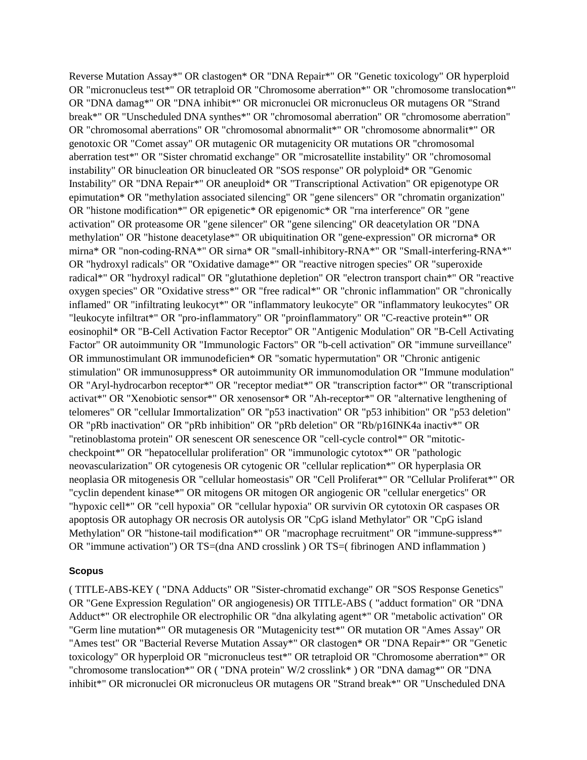Reverse Mutation Assay*" OR clastogen* OR "DNA Repair*" OR "Genetic toxicology" OR hyperploid OR "micronucleus test*" OR tetraploid OR "Chromosome aberration*" OR "chromosome translocation*" OR "DNA damag*" OR "DNA inhibit*" OR micronuclei OR micronucleus OR mutagens OR "Strand break*" OR "Unscheduled DNA synthes*" OR "chromosomal aberration" OR "chromosome aberration" OR "chromosomal aberrations" OR "chromosomal abnormalit*" OR "chromosome abnormalit*" OR genotoxic OR "Comet assay" OR mutagenic OR mutagenicity OR mutations OR "chromosomal aberration test*" OR "Sister chromatid exchange" OR "microsatellite instability" OR "chromosomal instability" OR binucleation OR binucleated OR "SOS response" OR polyploid* OR "Genomic Instability" OR "DNA Repair*" OR aneuploid* OR "Transcriptional Activation" OR epigenotype OR epimutation* OR "methylation associated silencing" OR "gene silencers" OR "chromatin organization" OR "histone modification*" OR epigenetic* OR epigenomic* OR "rna interference" OR "gene activation" OR proteasome OR "gene silencer" OR "gene silencing" OR deacetylation OR "DNA methylation" OR "histone deacetylase*" OR ubiquitination OR "gene-expression" OR microrna* OR mirna* OR "non-coding-RNA*" OR sirna* OR "small-inhibitory-RNA*" OR "Small-interfering-RNA*" OR "hydroxyl radicals" OR "Oxidative damage*" OR "reactive nitrogen species" OR "superoxide radical*" OR "hydroxyl radical" OR "glutathione depletion" OR "electron transport chain*" OR "reactive oxygen species" OR "Oxidative stress*" OR "free radical*" OR "chronic inflammation" OR "chronically inflamed" OR "infiltrating leukocyt*" OR "inflammatory leukocyte" OR "inflammatory leukocytes" OR "leukocyte infiltrat*" OR "pro-inflammatory" OR "proinflammatory" OR "C-reactive protein*" OR eosinophil* OR "B-Cell Activation Factor Receptor" OR "Antigenic Modulation" OR "B-Cell Activating Factor" OR autoimmunity OR "Immunologic Factors" OR "b-cell activation" OR "immune surveillance" OR immunostimulant OR immunodeficien* OR "somatic hypermutation" OR "Chronic antigenic stimulation" OR immunosuppress* OR autoimmunity OR immunomodulation OR "Immune modulation" OR "Aryl-hydrocarbon receptor*" OR "receptor mediat*" OR "transcription factor*" OR "transcriptional activat*" OR "Xenobiotic sensor*" OR xenosensor* OR "Ah-receptor*" OR "alternative lengthening of telomeres" OR "cellular Immortalization" OR "p53 inactivation" OR "p53 inhibition" OR "p53 deletion" OR "pRb inactivation" OR "pRb inhibition" OR "pRb deletion" OR "Rb/p16INK4a inactiv*" OR "retinoblastoma protein" OR senescent OR senescence OR "cell-cycle control*" OR "mitotic-checkpoint*" OR "hepatocellular proliferation" OR "immunologic cytotox*" OR "pathologic neovascularization" OR cytogenesis OR cytogenic OR "cellular replication*" OR hyperplasia OR neoplasia OR mitogenesis OR "cellular homeostasis" OR "Cell Proliferat*" OR "Cellular Proliferat*" OR "cyclin dependent kinase*" OR mitogens OR mitogen OR angiogenic OR "cellular energetics" OR "hypoxic cell*" OR "cell hypoxia" OR "cellular hypoxia" OR survivin OR cytotoxin OR caspases OR apoptosis OR autophagy OR necrosis OR autolysis OR "CpG island Methylator" OR "CpG island Methylation" OR "histone-tail modification*" OR "macrophage recruitment" OR "immune-suppress*" OR "immune activation") OR TS=(dna AND crosslink ) OR TS=( fibrinogen AND inflammation )

**Scopus**

( TITLE-ABS-KEY ( "DNA Adducts" OR "Sister-chromatid exchange" OR "SOS Response Genetics" OR "Gene Expression Regulation" OR angiogenesis) OR TITLE-ABS ( "adduct formation" OR "DNA Adduct*" OR electrophile OR electrophilic OR "dna alkylating agent*" OR "metabolic activation" OR "Germ line mutation*" OR mutagenesis OR "Mutagenicity test*" OR mutation OR "Ames Assay" OR "Ames test" OR "Bacterial Reverse Mutation Assay*" OR clastogen* OR "DNA Repair*" OR "Genetic toxicology" OR hyperploid OR "micronucleus test*" OR tetraploid OR "Chromosome aberration*" OR "chromosome translocation*" OR ( "DNA protein" W/2 crosslink* ) OR "DNA damag*" OR "DNA inhibit*" OR micronuclei OR micronucleus OR mutagens OR "Strand break*" OR "Unscheduled DNA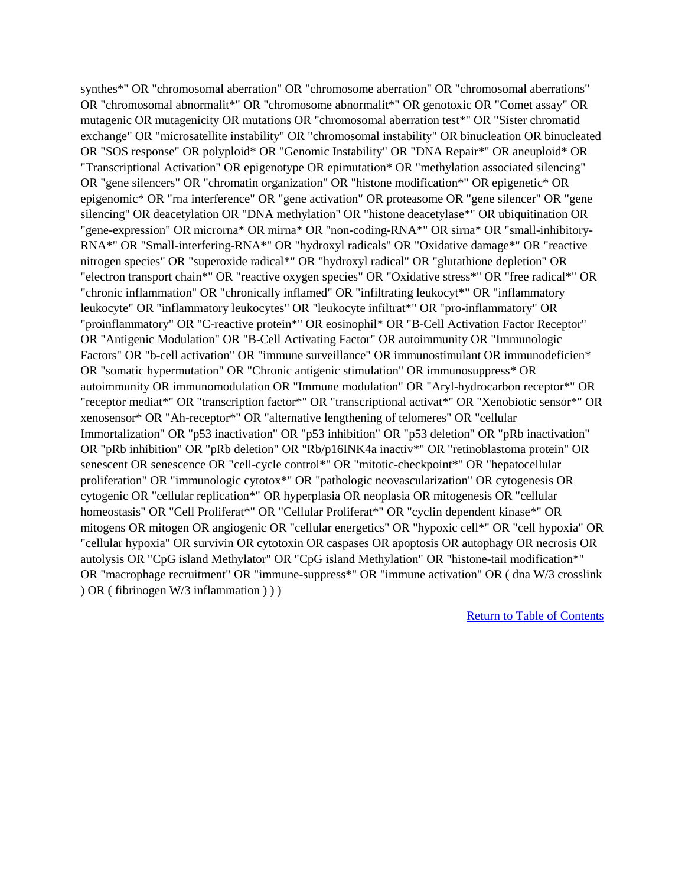synthes*" OR "chromosomal aberration" OR "chromosome aberration" OR "chromosomal aberrations" OR "chromosomal abnormalit*" OR "chromosome abnormalit*" OR genotoxic OR "Comet assay" OR mutagenic OR mutagenicity OR mutations OR "chromosomal aberration test*" OR "Sister chromatid exchange" OR "microsatellite instability" OR "chromosomal instability" OR binucleation OR binucleated OR "SOS response" OR polyploid* OR "Genomic Instability" OR "DNA Repair*" OR aneuploid* OR "Transcriptional Activation" OR epigenotype OR epimutation* OR "methylation associated silencing" OR "gene silencers" OR "chromatin organization" OR "histone modification*" OR epigenetic* OR epigenomic* OR "rna interference" OR "gene activation" OR proteasome OR "gene silencer" OR "gene silencing" OR deacetylation OR "DNA methylation" OR "histone deacetylase*" OR ubiquitination OR "gene-expression" OR microrna* OR mirna* OR "non-coding-RNA*" OR sirna* OR "small-inhibitory-RNA*" OR "Small-interfering-RNA*" OR "hydroxyl radicals" OR "Oxidative damage*" OR "reactive nitrogen species" OR "superoxide radical*" OR "hydroxyl radical" OR "glutathione depletion" OR "electron transport chain*" OR "reactive oxygen species" OR "Oxidative stress*" OR "free radical*" OR "chronic inflammation" OR "chronically inflamed" OR "infiltrating leukocyt*" OR "inflammatory leukocyte" OR "inflammatory leukocytes" OR "leukocyte infiltrat*" OR "pro-inflammatory" OR "proinflammatory" OR "C-reactive protein*" OR eosinophil* OR "B-Cell Activation Factor Receptor" OR "Antigenic Modulation" OR "B-Cell Activating Factor" OR autoimmunity OR "Immunologic Factors" OR "b-cell activation" OR "immune surveillance" OR immunostimulant OR immunodeficien* OR "somatic hypermutation" OR "Chronic antigenic stimulation" OR immunosuppress* OR autoimmunity OR immunomodulation OR "Immune modulation" OR "Aryl-hydrocarbon receptor*" OR "receptor mediat*" OR "transcription factor*" OR "transcriptional activat*" OR "Xenobiotic sensor*" OR xenosensor* OR "Ah-receptor*" OR "alternative lengthening of telomeres" OR "cellular Immortalization" OR "p53 inactivation" OR "p53 inhibition" OR "p53 deletion" OR "pRb inactivation" OR "pRb inhibition" OR "pRb deletion" OR "Rb/p16INK4a inactiv*" OR "retinoblastoma protein" OR senescent OR senescence OR "cell-cycle control*" OR "mitotic-checkpoint*" OR "hepatocellular proliferation" OR "immunologic cytotox*" OR "pathologic neovascularization" OR cytogenesis OR cytogenic OR "cellular replication*" OR hyperplasia OR neoplasia OR mitogenesis OR "cellular homeostasis" OR "Cell Proliferat*" OR "Cellular Proliferat*" OR "cyclin dependent kinase*" OR mitogens OR mitogen OR angiogenic OR "cellular energetics" OR "hypoxic cell*" OR "cell hypoxia" OR "cellular hypoxia" OR survivin OR cytotoxin OR caspases OR apoptosis OR autophagy OR necrosis OR autolysis OR "CpG island Methylator" OR "CpG island Methylation" OR "histone-tail modification*" OR "macrophage recruitment" OR "immune-suppress*" OR "immune activation" OR ( dna W/3 crosslink ) OR ( fibrinogen W/3 inflammation ) ) )

Return to Table of Contents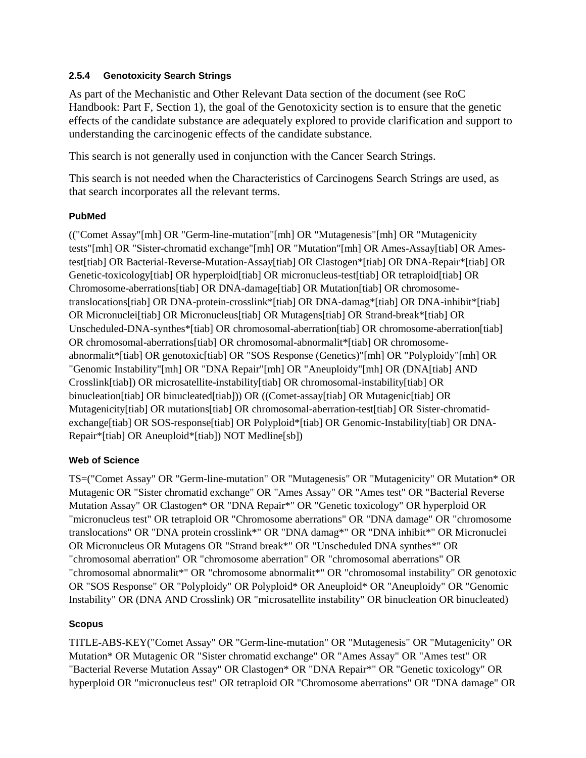### 2.5.4 Genotoxicity Search Strings

As part of the Mechanistic and Other Relevant Data section of the document (see RoC Handbook: Part F, Section 1), the goal of the Genotoxicity section is to ensure that the genetic effects of the candidate substance are adequately explored to provide clarification and support to understanding the carcinogenic effects of the candidate substance.

This search is not generally used in conjunction with the Cancer Search Strings.

This search is not needed when the Characteristics of Carcinogens Search Strings are used, as that search incorporates all the relevant terms.

#### PubMed

(("Comet Assay"[mh] OR "Germ-line-mutation"[mh] OR "Mutagenesis"[mh] OR "Mutagenicity tests"[mh] OR "Sister-chromatid exchange"[mh] OR "Mutation"[mh] OR Ames-Assay[tiab] OR Ames-test[tiab] OR Bacterial-Reverse-Mutation-Assay[tiab] OR Clastogen*[tiab] OR DNA-Repair*[tiab] OR Genetic-toxicology[tiab] OR hyperploid[tiab] OR micronucleus-test[tiab] OR tetraploid[tiab] OR Chromosome-aberrations[tiab] OR DNA-damage[tiab] OR Mutation[tiab] OR chromosome-translocations[tiab] OR DNA-protein-crosslink*[tiab] OR DNA-damag*[tiab] OR DNA-inhibit*[tiab] OR Micronuclei[tiab] OR Micronucleus[tiab] OR Mutagens[tiab] OR Strand-break*[tiab] OR Unscheduled-DNA-synthes*[tiab] OR chromosomal-aberration[tiab] OR chromosome-aberration[tiab] OR chromosomal-aberrations[tiab] OR chromosomal-abnormalit*[tiab] OR chromosome-abnormalit*[tiab] OR genotoxic[tiab] OR "SOS Response (Genetics)"[mh] OR "Polyploidy"[mh] OR "Genomic Instability"[mh] OR "DNA Repair"[mh] OR "Aneuploidy"[mh] OR (DNA[tiab] AND Crosslink[tiab]) OR microsatellite-instability[tiab] OR chromosomal-instability[tiab] OR binucleation[tiab] OR binucleated[tiab])) OR ((Comet-assay[tiab] OR Mutagenic[tiab] OR Mutagenicity[tiab] OR mutations[tiab] OR chromosomal-aberration-test[tiab] OR Sister-chromatid-exchange[tiab] OR SOS-response[tiab] OR Polyploid*[tiab] OR Genomic-Instability[tiab] OR DNA-Repair*[tiab] OR Aneuploid*[tiab]) NOT Medline[sb])

#### Web of Science

TS=("Comet Assay" OR "Germ-line-mutation" OR "Mutagenesis" OR "Mutagenicity" OR Mutation* OR Mutagenic OR "Sister chromatid exchange" OR "Ames Assay" OR "Ames test" OR "Bacterial Reverse Mutation Assay" OR Clastogen* OR "DNA Repair*" OR "Genetic toxicology" OR hyperploid OR "micronucleus test" OR tetraploid OR "Chromosome aberrations" OR "DNA damage" OR "chromosome translocations" OR "DNA protein crosslink*" OR "DNA damag*" OR "DNA inhibit*" OR Micronuclei OR Micronucleus OR Mutagens OR "Strand break*" OR "Unscheduled DNA synthes*" OR "chromosomal aberration" OR "chromosome aberration" OR "chromosomal aberrations" OR "chromosomal abnormalit*" OR "chromosome abnormalit*" OR "chromosomal instability" OR genotoxic OR "SOS Response" OR "Polyploidy" OR Polyploid* OR Aneuploid* OR "Aneuploidy" OR "Genomic Instability" OR (DNA AND Crosslink) OR "microsatellite instability" OR binucleation OR binucleated)

#### Scopus

TITLE-ABS-KEY("Comet Assay" OR "Germ-line-mutation" OR "Mutagenesis" OR "Mutagenicity" OR Mutation* OR Mutagenic OR "Sister chromatid exchange" OR "Ames Assay" OR "Ames test" OR "Bacterial Reverse Mutation Assay" OR Clastogen* OR "DNA Repair*" OR "Genetic toxicology" OR hyperploid OR "micronucleus test" OR tetraploid OR "Chromosome aberrations" OR "DNA damage" OR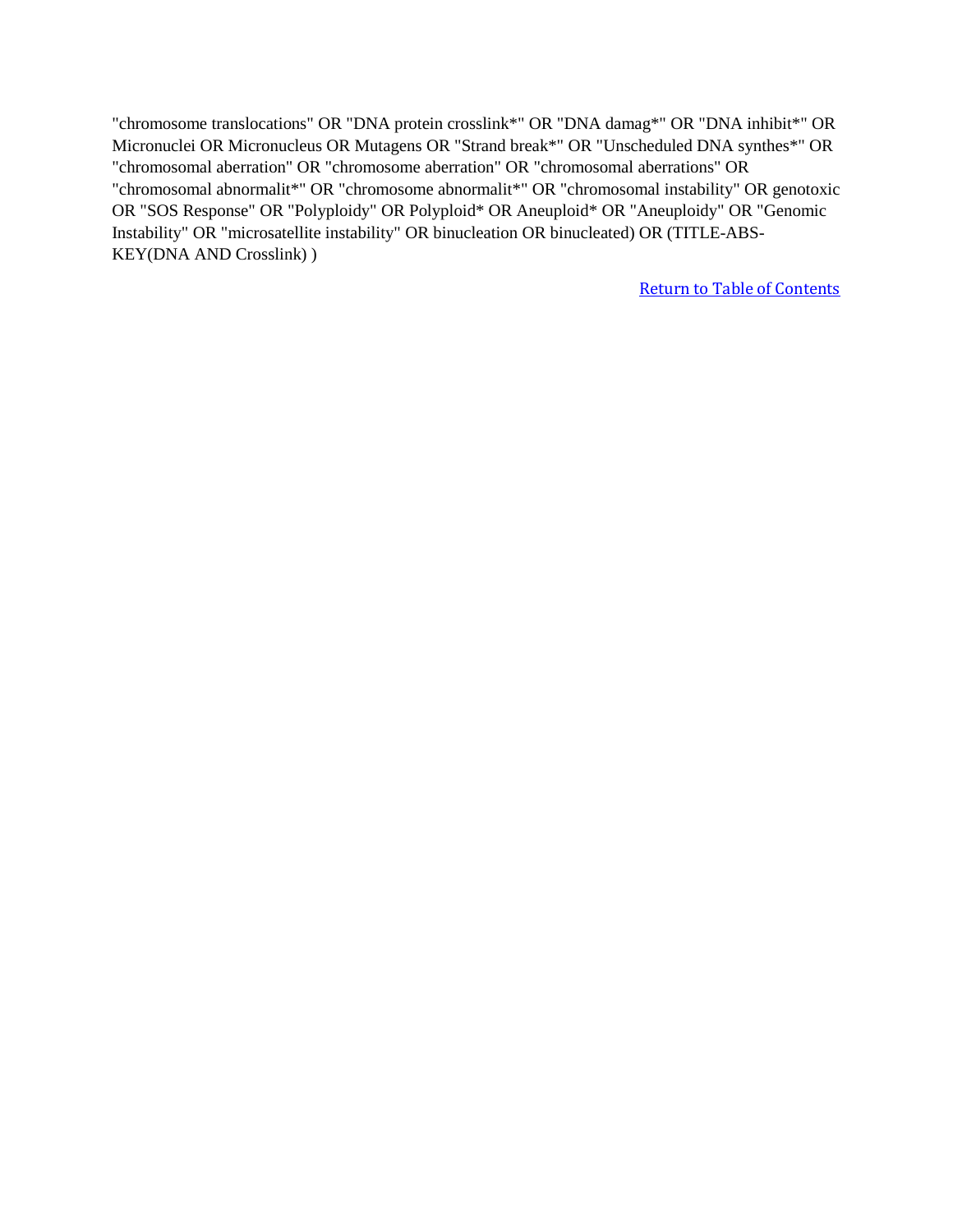"chromosome translocations" OR "DNA protein crosslink*" OR "DNA damag*" OR "DNA inhibit*" OR Micronuclei OR Micronucleus OR Mutagens OR "Strand break*" OR "Unscheduled DNA synthes*" OR "chromosomal aberration" OR "chromosome aberration" OR "chromosomal aberrations" OR "chromosomal abnormalit*" OR "chromosome abnormalit*" OR "chromosomal instability" OR genotoxic OR "SOS Response" OR "Polyploidy" OR Polyploid* OR Aneuploid* OR "Aneuploidy" OR "Genomic Instability" OR "microsatellite instability" OR binucleation OR binucleated) OR (TITLE-ABS-KEY(DNA AND Crosslink) )

Return to Table of Contents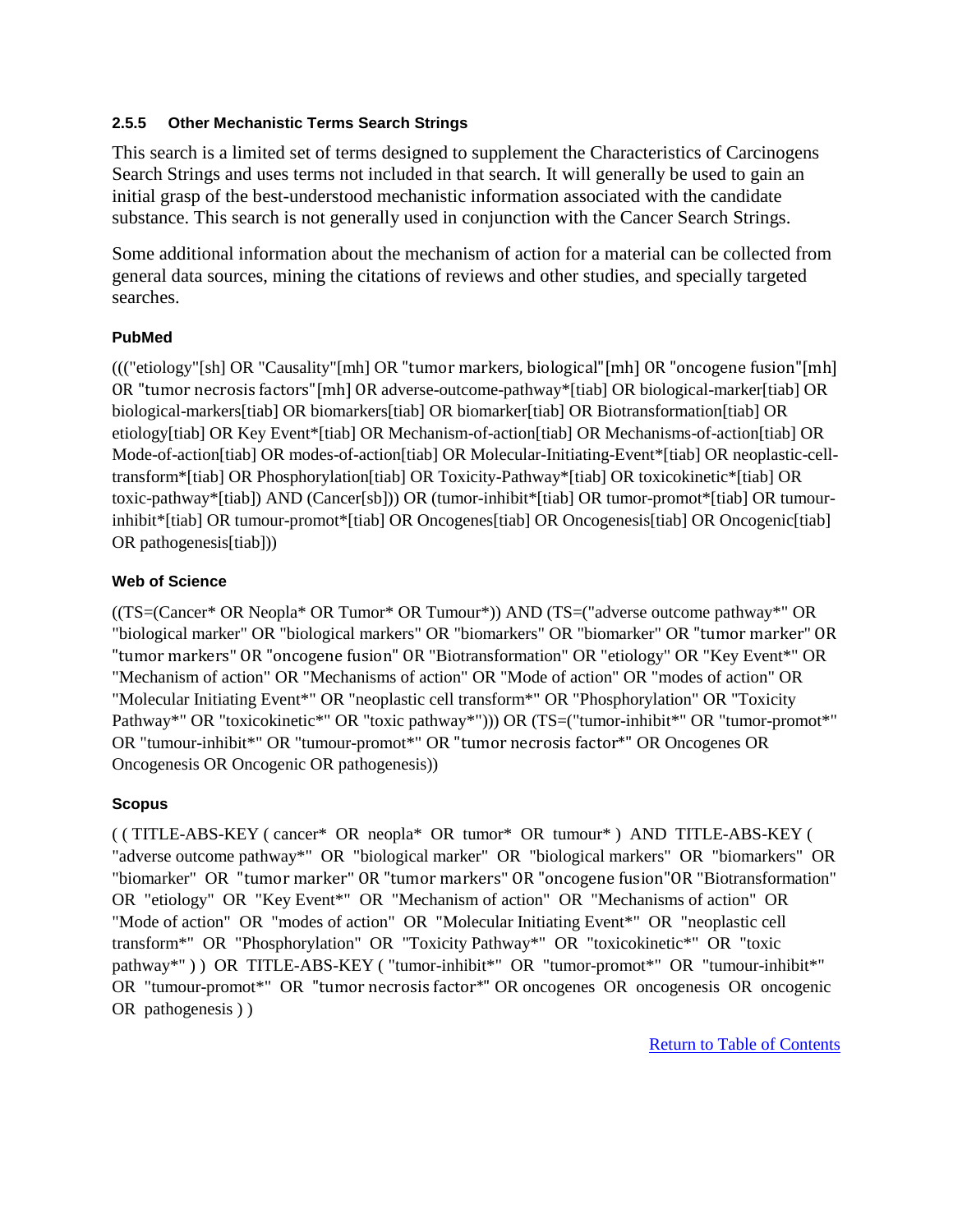### 2.5.5 Other Mechanistic Terms Search Strings

This search is a limited set of terms designed to supplement the Characteristics of Carcinogens Search Strings and uses terms not included in that search. It will generally be used to gain an initial grasp of the best-understood mechanistic information associated with the candidate substance. This search is not generally used in conjunction with the Cancer Search Strings.

Some additional information about the mechanism of action for a material can be collected from general data sources, mining the citations of reviews and other studies, and specially targeted searches.

#### PubMed

((("etiology"[sh] OR "Causality"[mh] OR "tumor markers, biological"[mh] OR "oncogene fusion"[mh] OR "tumor necrosis factors"[mh] OR adverse-outcome-pathway*[tiab] OR biological-marker[tiab] OR biological-markers[tiab] OR biomarkers[tiab] OR biomarker[tiab] OR Biotransformation[tiab] OR etiology[tiab] OR Key Event*[tiab] OR Mechanism-of-action[tiab] OR Mechanisms-of-action[tiab] OR Mode-of-action[tiab] OR modes-of-action[tiab] OR Molecular-Initiating-Event*[tiab] OR neoplastic-cell-transform*[tiab] OR Phosphorylation[tiab] OR Toxicity-Pathway*[tiab] OR toxicokinetic*[tiab] OR toxic-pathway*[tiab]) AND (Cancer[sb])) OR (tumor-inhibit*[tiab] OR tumor-promot*[tiab] OR tumour-inhibit*[tiab] OR tumour-promot*[tiab] OR Oncogenes[tiab] OR Oncogenesis[tiab] OR Oncogenic[tiab] OR pathogenesis[tiab]))

#### Web of Science

((TS=(Cancer* OR Neopla* OR Tumor* OR Tumour*)) AND (TS=("adverse outcome pathway*" OR "biological marker" OR "biological markers" OR "biomarkers" OR "biomarker" OR "tumor marker" OR "tumor markers" OR "oncogene fusion" OR "Biotransformation" OR "etiology" OR "Key Event*" OR "Mechanism of action" OR "Mechanisms of action" OR "Mode of action" OR "modes of action" OR "Molecular Initiating Event*" OR "neoplastic cell transform*" OR "Phosphorylation" OR "Toxicity Pathway*" OR "toxicokinetic*" OR "toxic pathway*"))) OR (TS=("tumor-inhibit*" OR "tumor-promot*" OR "tumour-inhibit*" OR "tumour-promot*" OR "tumor necrosis factor*" OR Oncogenes OR Oncogenesis OR Oncogenic OR pathogenesis))

#### Scopus

( ( TITLE-ABS-KEY ( cancer* OR neopla* OR tumor* OR tumour* ) AND TITLE-ABS-KEY ( "adverse outcome pathway*" OR "biological marker" OR "biological markers" OR "biomarkers" OR "biomarker" OR "tumor marker" OR "tumor markers" OR "oncogene fusion"OR "Biotransformation" OR "etiology" OR "Key Event*" OR "Mechanism of action" OR "Mechanisms of action" OR "Mode of action" OR "modes of action" OR "Molecular Initiating Event*" OR "neoplastic cell transform*" OR "Phosphorylation" OR "Toxicity Pathway*" OR "toxicokinetic*" OR "toxic pathway*" ) ) OR TITLE-ABS-KEY ( "tumor-inhibit*" OR "tumor-promot*" OR "tumour-inhibit*" OR "tumour-promot*" OR "tumor necrosis factor*" OR oncogenes OR oncogenesis OR oncogenic OR pathogenesis ) )

Return to Table of Contents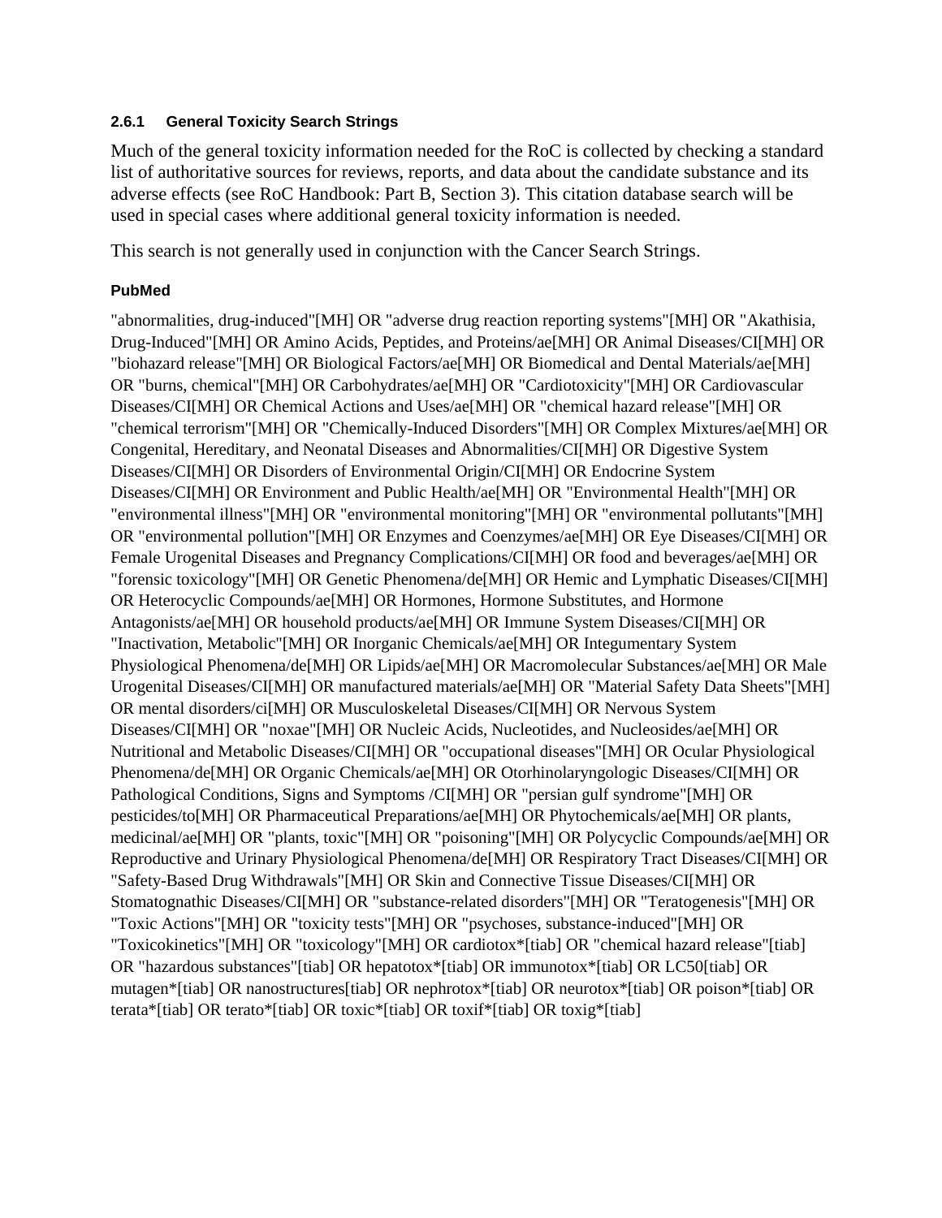### 2.6.1 General Toxicity Search Strings

Much of the general toxicity information needed for the RoC is collected by checking a standard list of authoritative sources for reviews, reports, and data about the candidate substance and its adverse effects (see RoC Handbook: Part B, Section 3). This citation database search will be used in special cases where additional general toxicity information is needed.

This search is not generally used in conjunction with the Cancer Search Strings.

#### PubMed

"abnormalities, drug-induced"[MH] OR "adverse drug reaction reporting systems"[MH] OR "Akathisia, Drug-Induced"[MH] OR Amino Acids, Peptides, and Proteins/ae[MH] OR Animal Diseases/CI[MH] OR "biohazard release"[MH] OR Biological Factors/ae[MH] OR Biomedical and Dental Materials/ae[MH] OR "burns, chemical"[MH] OR Carbohydrates/ae[MH] OR "Cardiotoxicity"[MH] OR Cardiovascular Diseases/CI[MH] OR Chemical Actions and Uses/ae[MH] OR "chemical hazard release"[MH] OR "chemical terrorism"[MH] OR "Chemically-Induced Disorders"[MH] OR Complex Mixtures/ae[MH] OR Congenital, Hereditary, and Neonatal Diseases and Abnormalities/CI[MH] OR Digestive System Diseases/CI[MH] OR Disorders of Environmental Origin/CI[MH] OR Endocrine System Diseases/CI[MH] OR Environment and Public Health/ae[MH] OR "Environmental Health"[MH] OR "environmental illness"[MH] OR "environmental monitoring"[MH] OR "environmental pollutants"[MH] OR "environmental pollution"[MH] OR Enzymes and Coenzymes/ae[MH] OR Eye Diseases/CI[MH] OR Female Urogenital Diseases and Pregnancy Complications/CI[MH] OR food and beverages/ae[MH] OR "forensic toxicology"[MH] OR Genetic Phenomena/de[MH] OR Hemic and Lymphatic Diseases/CI[MH] OR Heterocyclic Compounds/ae[MH] OR Hormones, Hormone Substitutes, and Hormone Antagonists/ae[MH] OR household products/ae[MH] OR Immune System Diseases/CI[MH] OR "Inactivation, Metabolic"[MH] OR Inorganic Chemicals/ae[MH] OR Integumentary System Physiological Phenomena/de[MH] OR Lipids/ae[MH] OR Macromolecular Substances/ae[MH] OR Male Urogenital Diseases/CI[MH] OR manufactured materials/ae[MH] OR "Material Safety Data Sheets"[MH] OR mental disorders/ci[MH] OR Musculoskeletal Diseases/CI[MH] OR Nervous System Diseases/CI[MH] OR "noxae"[MH] OR Nucleic Acids, Nucleotides, and Nucleosides/ae[MH] OR Nutritional and Metabolic Diseases/CI[MH] OR "occupational diseases"[MH] OR Ocular Physiological Phenomena/de[MH] OR Organic Chemicals/ae[MH] OR Otorhinolaryngologic Diseases/CI[MH] OR Pathological Conditions, Signs and Symptoms /CI[MH] OR "persian gulf syndrome"[MH] OR pesticides/to[MH] OR Pharmaceutical Preparations/ae[MH] OR Phytochemicals/ae[MH] OR plants, medicinal/ae[MH] OR "plants, toxic"[MH] OR "poisoning"[MH] OR Polycyclic Compounds/ae[MH] OR Reproductive and Urinary Physiological Phenomena/de[MH] OR Respiratory Tract Diseases/CI[MH] OR "Safety-Based Drug Withdrawals"[MH] OR Skin and Connective Tissue Diseases/CI[MH] OR Stomatognathic Diseases/CI[MH] OR "substance-related disorders"[MH] OR "Teratogenesis"[MH] OR "Toxic Actions"[MH] OR "toxicity tests"[MH] OR "psychoses, substance-induced"[MH] OR "Toxicokinetics"[MH] OR "toxicology"[MH] OR cardiotox*[tiab] OR "chemical hazard release"[tiab] OR "hazardous substances"[tiab] OR hepatotox*[tiab] OR immunotox*[tiab] OR LC50[tiab] OR mutagen*[tiab] OR nanostructures[tiab] OR nephrotox*[tiab] OR neurotox*[tiab] OR poison*[tiab] OR terata*[tiab] OR terato*[tiab] OR toxic*[tiab] OR toxif*[tiab] OR toxig*[tiab]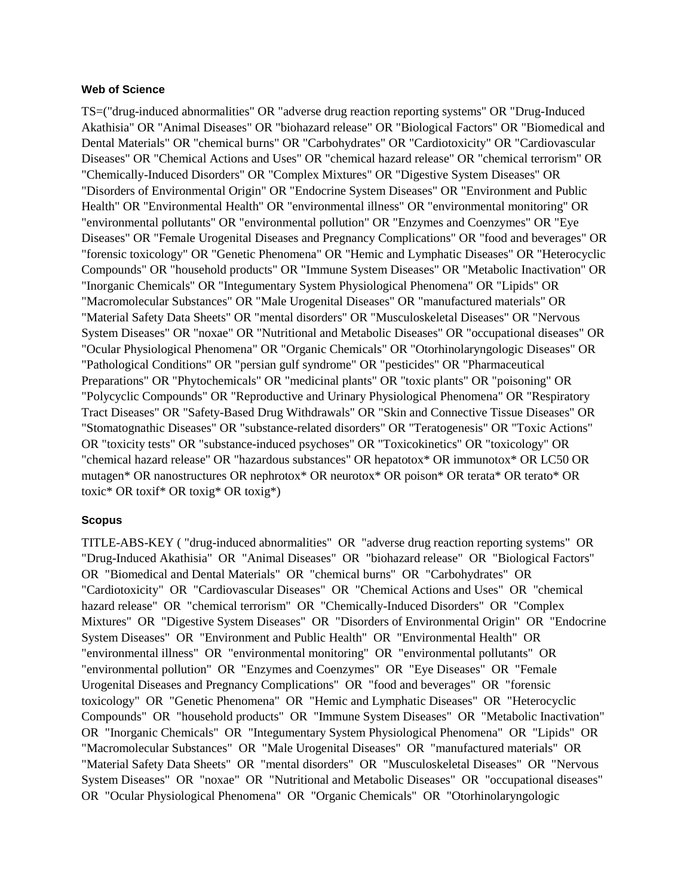**Web of Science**

TS=("drug-induced abnormalities" OR "adverse drug reaction reporting systems" OR "Drug-Induced Akathisia" OR "Animal Diseases" OR "biohazard release" OR "Biological Factors" OR "Biomedical and Dental Materials" OR "chemical burns" OR "Carbohydrates" OR "Cardiotoxicity" OR "Cardiovascular Diseases" OR "Chemical Actions and Uses" OR "chemical hazard release" OR "chemical terrorism" OR "Chemically-Induced Disorders" OR "Complex Mixtures" OR "Digestive System Diseases" OR "Disorders of Environmental Origin" OR "Endocrine System Diseases" OR "Environment and Public Health" OR "Environmental Health" OR "environmental illness" OR "environmental monitoring" OR "environmental pollutants" OR "environmental pollution" OR "Enzymes and Coenzymes" OR "Eye Diseases" OR "Female Urogenital Diseases and Pregnancy Complications" OR "food and beverages" OR "forensic toxicology" OR "Genetic Phenomena" OR "Hemic and Lymphatic Diseases" OR "Heterocyclic Compounds" OR "household products" OR "Immune System Diseases" OR "Metabolic Inactivation" OR "Inorganic Chemicals" OR "Integumentary System Physiological Phenomena" OR "Lipids" OR "Macromolecular Substances" OR "Male Urogenital Diseases" OR "manufactured materials" OR "Material Safety Data Sheets" OR "mental disorders" OR "Musculoskeletal Diseases" OR "Nervous System Diseases" OR "noxae" OR "Nutritional and Metabolic Diseases" OR "occupational diseases" OR "Ocular Physiological Phenomena" OR "Organic Chemicals" OR "Otorhinolaryngologic Diseases" OR "Pathological Conditions" OR "persian gulf syndrome" OR "pesticides" OR "Pharmaceutical Preparations" OR "Phytochemicals" OR "medicinal plants" OR "toxic plants" OR "poisoning" OR "Polycyclic Compounds" OR "Reproductive and Urinary Physiological Phenomena" OR "Respiratory Tract Diseases" OR "Safety-Based Drug Withdrawals" OR "Skin and Connective Tissue Diseases" OR "Stomatognathic Diseases" OR "substance-related disorders" OR "Teratogenesis" OR "Toxic Actions" OR "toxicity tests" OR "substance-induced psychoses" OR "Toxicokinetics" OR "toxicology" OR "chemical hazard release" OR "hazardous substances" OR hepatotox* OR immunotox* OR LC50 OR mutagen* OR nanostructures OR nephrotox* OR neurotox* OR poison* OR terata* OR terato* OR toxic* OR toxif* OR toxig* OR toxig*)

**Scopus**

TITLE-ABS-KEY ( "drug-induced abnormalities" OR "adverse drug reaction reporting systems" OR "Drug-Induced Akathisia" OR "Animal Diseases" OR "biohazard release" OR "Biological Factors" OR "Biomedical and Dental Materials" OR "chemical burns" OR "Carbohydrates" OR "Cardiotoxicity" OR "Cardiovascular Diseases" OR "Chemical Actions and Uses" OR "chemical hazard release" OR "chemical terrorism" OR "Chemically-Induced Disorders" OR "Complex Mixtures" OR "Digestive System Diseases" OR "Disorders of Environmental Origin" OR "Endocrine System Diseases" OR "Environment and Public Health" OR "Environmental Health" OR "environmental illness" OR "environmental monitoring" OR "environmental pollutants" OR "environmental pollution" OR "Enzymes and Coenzymes" OR "Eye Diseases" OR "Female Urogenital Diseases and Pregnancy Complications" OR "food and beverages" OR "forensic toxicology" OR "Genetic Phenomena" OR "Hemic and Lymphatic Diseases" OR "Heterocyclic Compounds" OR "household products" OR "Immune System Diseases" OR "Metabolic Inactivation" OR "Inorganic Chemicals" OR "Integumentary System Physiological Phenomena" OR "Lipids" OR "Macromolecular Substances" OR "Male Urogenital Diseases" OR "manufactured materials" OR "Material Safety Data Sheets" OR "mental disorders" OR "Musculoskeletal Diseases" OR "Nervous System Diseases" OR "noxae" OR "Nutritional and Metabolic Diseases" OR "occupational diseases" OR "Ocular Physiological Phenomena" OR "Organic Chemicals" OR "Otorhinolaryngologic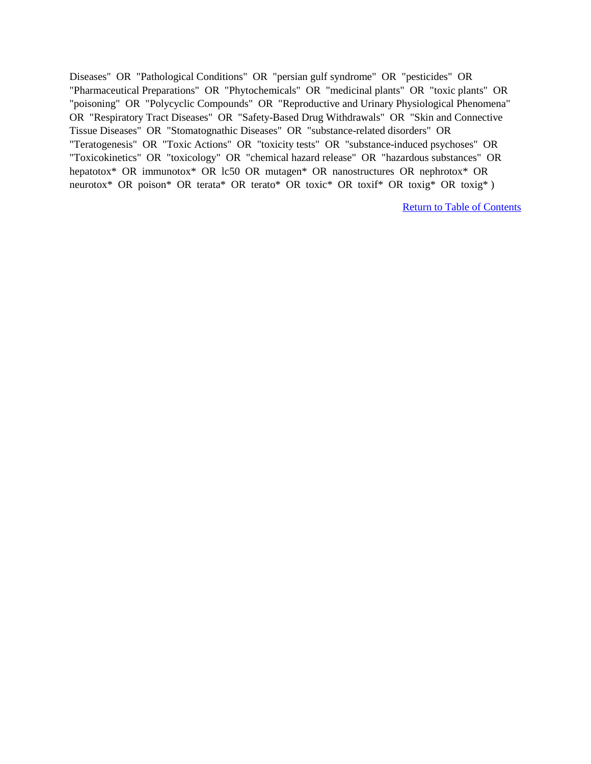Diseases" OR "Pathological Conditions" OR "persian gulf syndrome" OR "pesticides" OR "Pharmaceutical Preparations" OR "Phytochemicals" OR "medicinal plants" OR "toxic plants" OR "poisoning" OR "Polycyclic Compounds" OR "Reproductive and Urinary Physiological Phenomena" OR "Respiratory Tract Diseases" OR "Safety-Based Drug Withdrawals" OR "Skin and Connective Tissue Diseases" OR "Stomatognathic Diseases" OR "substance-related disorders" OR "Teratogenesis" OR "Toxic Actions" OR "toxicity tests" OR "substance-induced psychoses" OR "Toxicokinetics" OR "toxicology" OR "chemical hazard release" OR "hazardous substances" OR hepatotox* OR immunotox* OR lc50 OR mutagen* OR nanostructures OR nephrotox* OR neurotox* OR poison* OR terata* OR terato* OR toxic* OR toxif* OR toxig* OR toxig* )

Return to Table of Contents